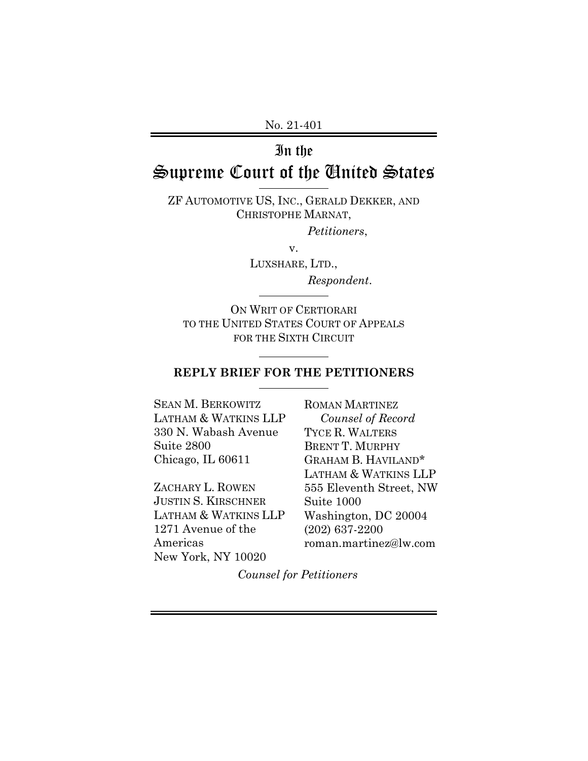No. 21-401

# In the Supreme Court of the United States

ZF AUTOMOTIVE US, INC., GERALD DEKKER, AND CHRISTOPHE MARNAT,

*Petitioners*,

v.

LUXSHARE, LTD.,

*Respondent*.

ON WRIT OF CERTIORARI TO THE UNITED STATES COURT OF APPEALS FOR THE SIXTH CIRCUIT

## REPLY BRIEF FOR THE PETITIONERS

SEAN M. BERKOWITZ
LATHAM & WATKINS LLP
330 N. Wabash Avenue
Suite 2800
Chicago, IL 60611

ZACHARY L. ROWEN
JUSTIN S. KIRSCHNER
LATHAM & WATKINS LLP
1271 Avenue of the Americas
New York, NY 10020

ROMAN MARTINEZ
*Counsel of Record*
TYCE R. WALTERS
BRENT T. MURPHY
GRAHAM B. HAVILAND*
LATHAM & WATKINS LLP
555 Eleventh Street, NW
Suite 1000
Washington, DC 20004
(202) 637-2200
roman.martinez@lw.com

*Counsel for Petitioners*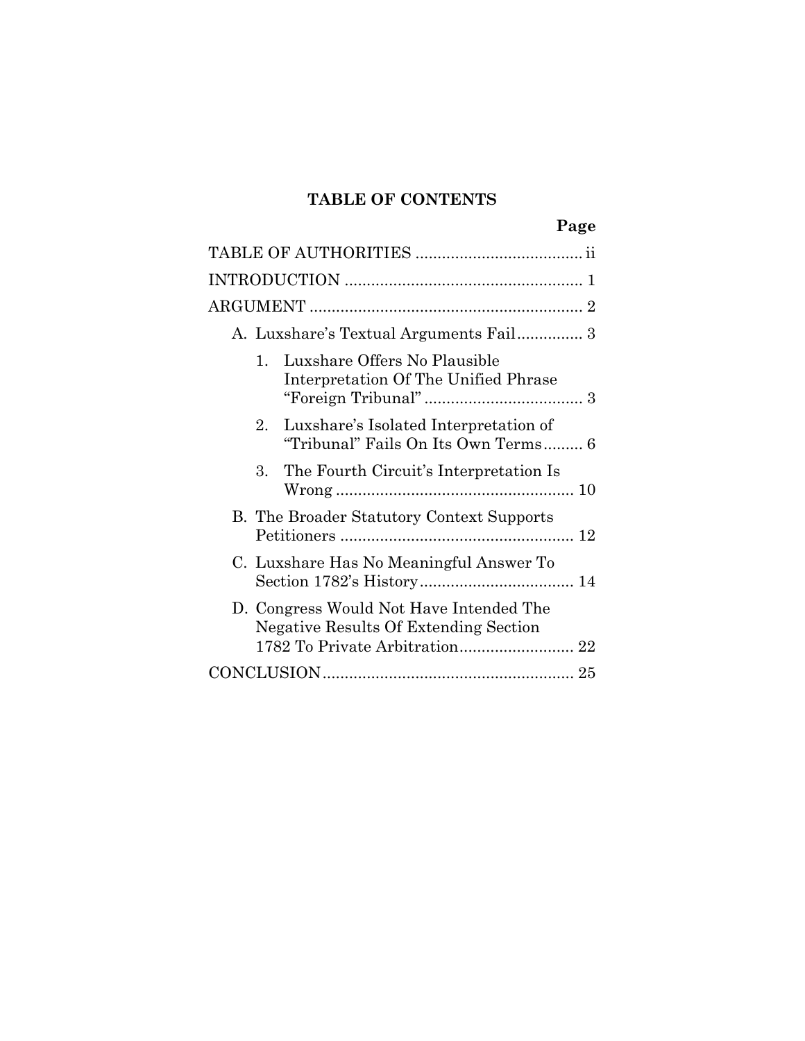## TABLE OF CONTENTS

| | Page |
|---|---|
| TABLE OF AUTHORITIES | ii |
| INTRODUCTION | 1 |
| ARGUMENT | 2 |
| A. Luxshare's Textual Arguments Fail | 3 |
| 1. Luxshare Offers No Plausible Interpretation Of The Unified Phrase "Foreign Tribunal" | 3 |
| 2. Luxshare's Isolated Interpretation of "Tribunal" Fails On Its Own Terms | 6 |
| 3. The Fourth Circuit's Interpretation Is Wrong | 10 |
| B. The Broader Statutory Context Supports Petitioners | 12 |
| C. Luxshare Has No Meaningful Answer To Section 1782's History | 14 |
| D. Congress Would Not Have Intended The Negative Results Of Extending Section 1782 To Private Arbitration | 22 |
| CONCLUSION | 25 |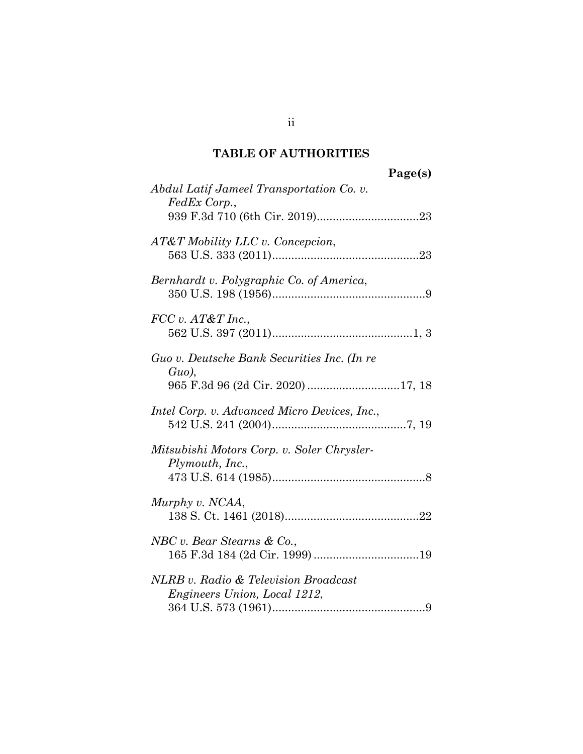## TABLE OF AUTHORITIES

**Page(s)**

*Abdul Latif Jameel Transportation Co. v. FedEx Corp.*,
939 F.3d 710 (6th Cir. 2019)................................23

*AT&T Mobility LLC v. Concepcion*,
563 U.S. 333 (2011)..............................................23

*Bernhardt v. Polygraphic Co. of America*,
350 U.S. 198 (1956)................................................9

*FCC v. AT&T Inc.*,
562 U.S. 397 (2011)............................................1, 3

*Guo v. Deutsche Bank Securities Inc. (In re Guo)*,
965 F.3d 96 (2d Cir. 2020) ............................17, 18

*Intel Corp. v. Advanced Micro Devices, Inc.*,
542 U.S. 241 (2004)..........................................7, 19

*Mitsubishi Motors Corp. v. Soler Chrysler-Plymouth, Inc.*,
473 U.S. 614 (1985)................................................8

*Murphy v. NCAA*,
138 S. Ct. 1461 (2018)..........................................22

*NBC v. Bear Stearns & Co.*,
165 F.3d 184 (2d Cir. 1999) .................................19

*NLRB v. Radio & Television Broadcast Engineers Union, Local 1212*,
364 U.S. 573 (1961)................................................9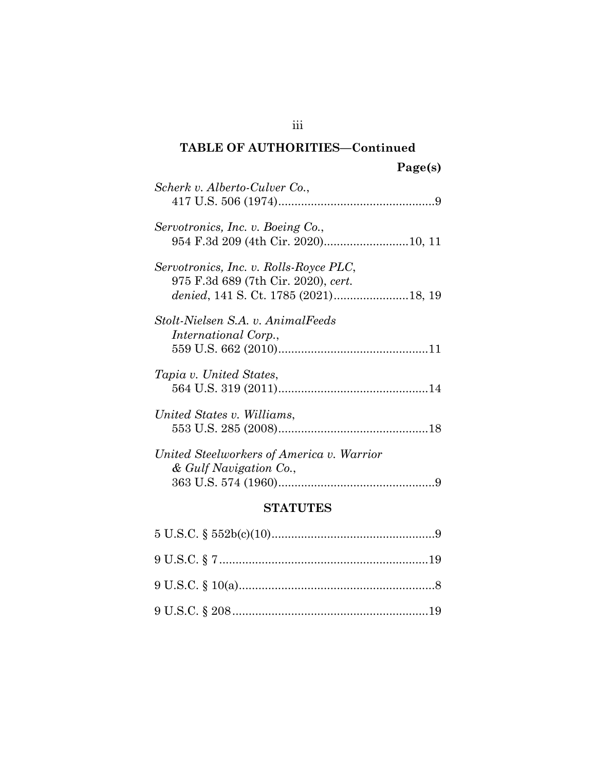## TABLE OF AUTHORITIES—Continued

**Page(s)**

*Scherk v. Alberto-Culver Co.*,
417 U.S. 506 (1974)................................................9

*Servotronics, Inc. v. Boeing Co.*,
954 F.3d 209 (4th Cir. 2020)..........................10, 11

*Servotronics, Inc. v. Rolls-Royce PLC*,
975 F.3d 689 (7th Cir. 2020), *cert. denied*, 141 S. Ct. 1785 (2021).......................18, 19

*Stolt-Nielsen S.A. v. AnimalFeeds International Corp.*,
559 U.S. 662 (2010)..............................................11

*Tapia v. United States*,
564 U.S. 319 (2011)..............................................14

*United States v. Williams*,
553 U.S. 285 (2008)..............................................18

*United Steelworkers of America v. Warrior & Gulf Navigation Co.*,
363 U.S. 574 (1960)................................................9

### STATUTES

5 U.S.C. § 552b(c)(10)..................................................9

9 U.S.C. § 7................................................................19

9 U.S.C. § 10(a)............................................................8

9 U.S.C. § 208............................................................19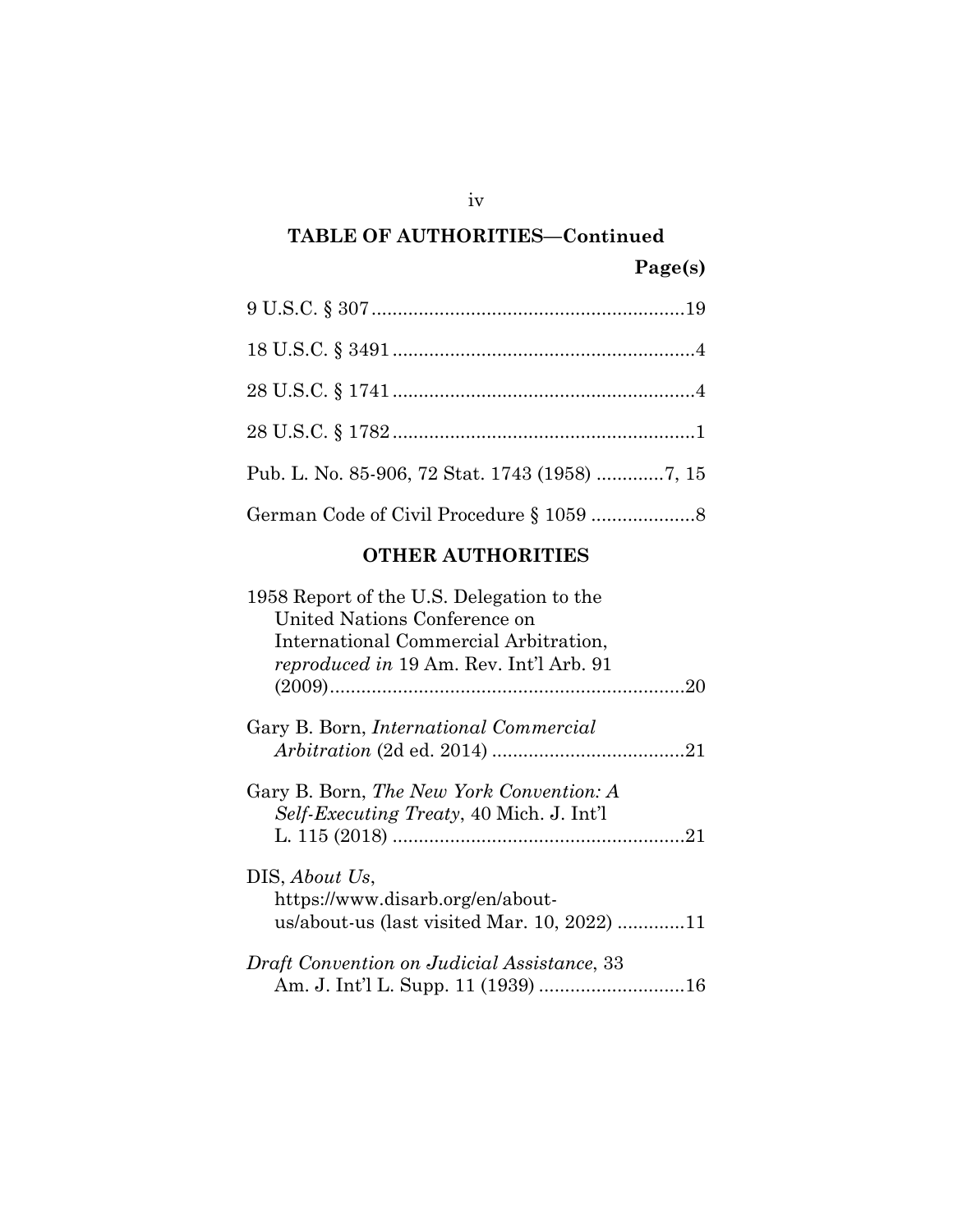**TABLE OF AUTHORITIES—Continued**

**Page(s)**

9 U.S.C. § 307............................................................19

18 U.S.C. § 3491..........................................................4

28 U.S.C. § 1741..........................................................4

28 U.S.C. § 1782..........................................................1

Pub. L. No. 85-906, 72 Stat. 1743 (1958) .............7, 15

German Code of Civil Procedure § 1059 ....................8

## OTHER AUTHORITIES

1958 Report of the U.S. Delegation to the United Nations Conference on International Commercial Arbitration, *reproduced in* 19 Am. Rev. Int'l Arb. 91 (2009)....................................................................20

Gary B. Born, *International Commercial Arbitration* (2d ed. 2014) .....................................21

Gary B. Born, *The New York Convention: A Self-Executing Treaty*, 40 Mich. J. Int'l L. 115 (2018) ........................................................21

DIS, *About Us*, https://www.disarb.org/en/about-us/about-us (last visited Mar. 10, 2022) .............11

*Draft Convention on Judicial Assistance*, 33 Am. J. Int'l L. Supp. 11 (1939) ............................16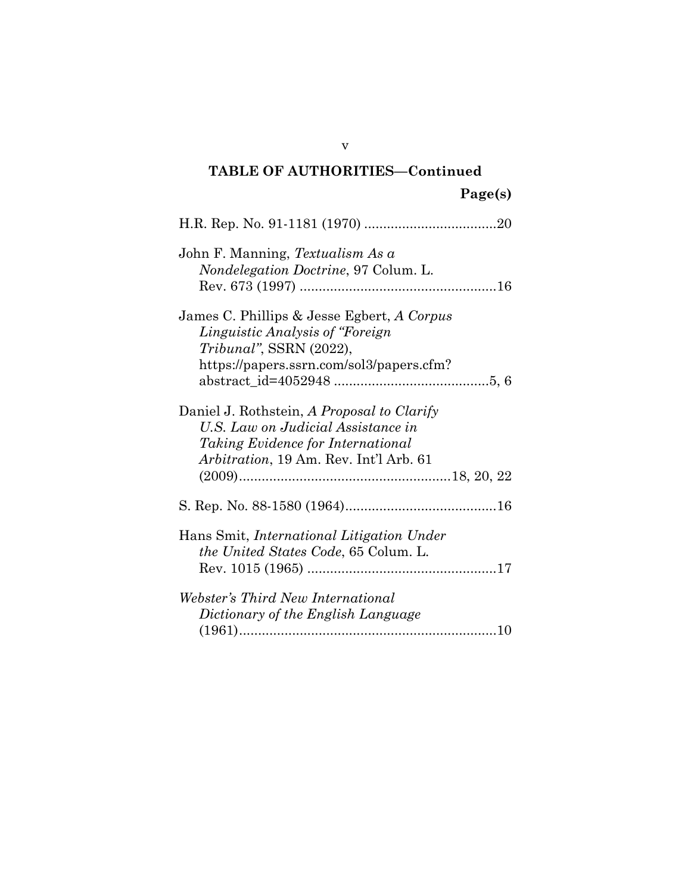## TABLE OF AUTHORITIES—Continued

**Page(s)**

H.R. Rep. No. 91-1181 (1970) ....................................20

John F. Manning, *Textualism As a Nondelegation Doctrine*, 97 Colum. L. Rev. 673 (1997) ....................................................16

James C. Phillips & Jesse Egbert, *A Corpus Linguistic Analysis of "Foreign Tribunal"*, SSRN (2022), https://papers.ssrn.com/sol3/papers.cfm?abstract_id=4052948 .........................................5, 6

Daniel J. Rothstein, *A Proposal to Clarify U.S. Law on Judicial Assistance in Taking Evidence for International Arbitration*, 19 Am. Rev. Int'l Arb. 61 (2009)........................................................18, 20, 22

S. Rep. No. 88-1580 (1964)........................................16

Hans Smit, *International Litigation Under the United States Code*, 65 Colum. L. Rev. 1015 (1965) ..................................................17

*Webster's Third New International Dictionary of the English Language* (1961).....................................................................10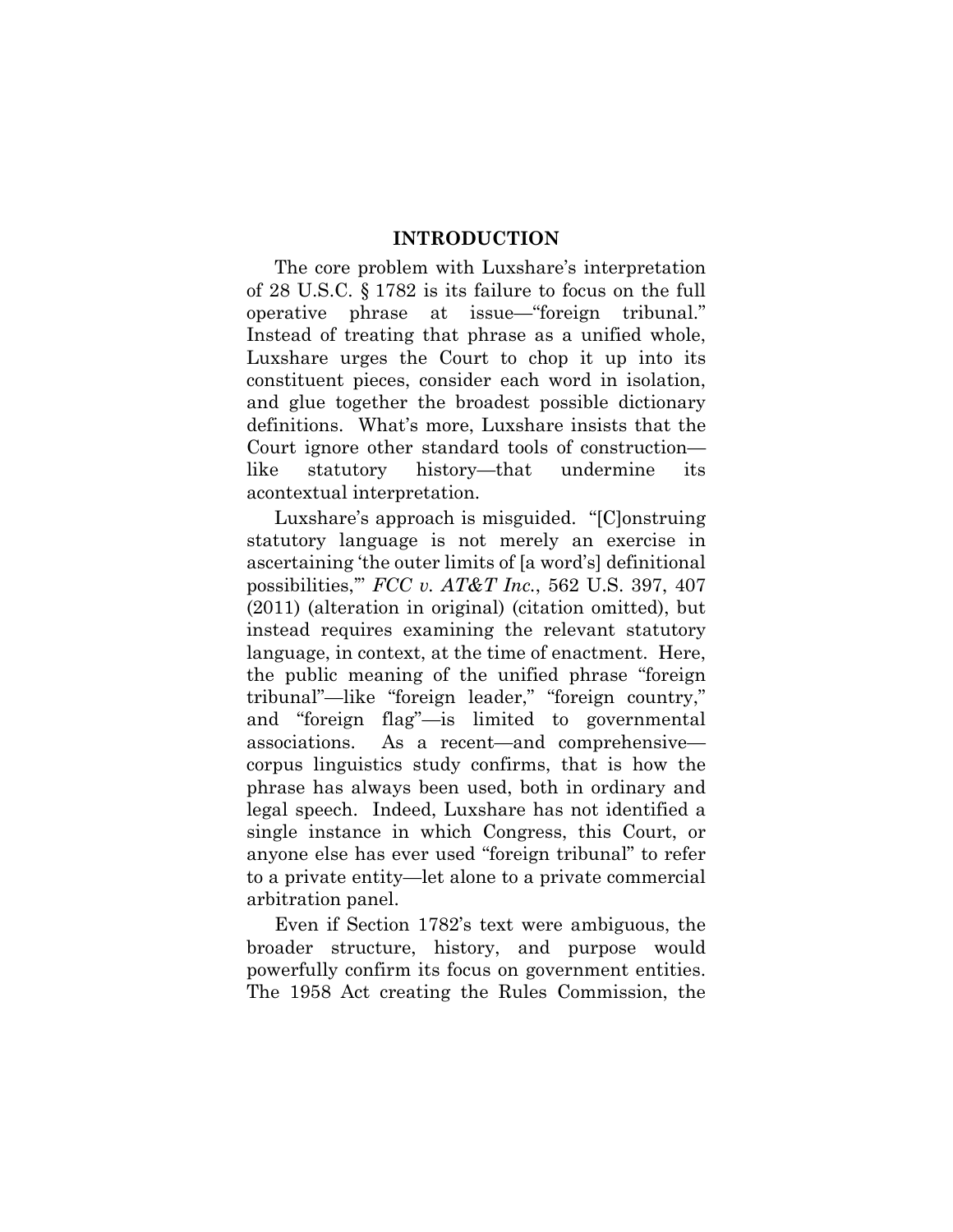## INTRODUCTION

The core problem with Luxshare's interpretation of 28 U.S.C. § 1782 is its failure to focus on the full operative phrase at issue—"foreign tribunal." Instead of treating that phrase as a unified whole, Luxshare urges the Court to chop it up into its constituent pieces, consider each word in isolation, and glue together the broadest possible dictionary definitions. What's more, Luxshare insists that the Court ignore other standard tools of construction—like statutory history—that undermine its acontextual interpretation.

Luxshare's approach is misguided. "[C]onstruing statutory language is not merely an exercise in ascertaining 'the outer limits of [a word's] definitional possibilities,'" *FCC v. AT&T Inc.*, 562 U.S. 397, 407 (2011) (alteration in original) (citation omitted), but instead requires examining the relevant statutory language, in context, at the time of enactment. Here, the public meaning of the unified phrase "foreign tribunal"—like "foreign leader," "foreign country," and "foreign flag"—is limited to governmental associations. As a recent—and comprehensive—corpus linguistics study confirms, that is how the phrase has always been used, both in ordinary and legal speech. Indeed, Luxshare has not identified a single instance in which Congress, this Court, or anyone else has ever used "foreign tribunal" to refer to a private entity—let alone to a private commercial arbitration panel.

Even if Section 1782's text were ambiguous, the broader structure, history, and purpose would powerfully confirm its focus on government entities. The 1958 Act creating the Rules Commission, the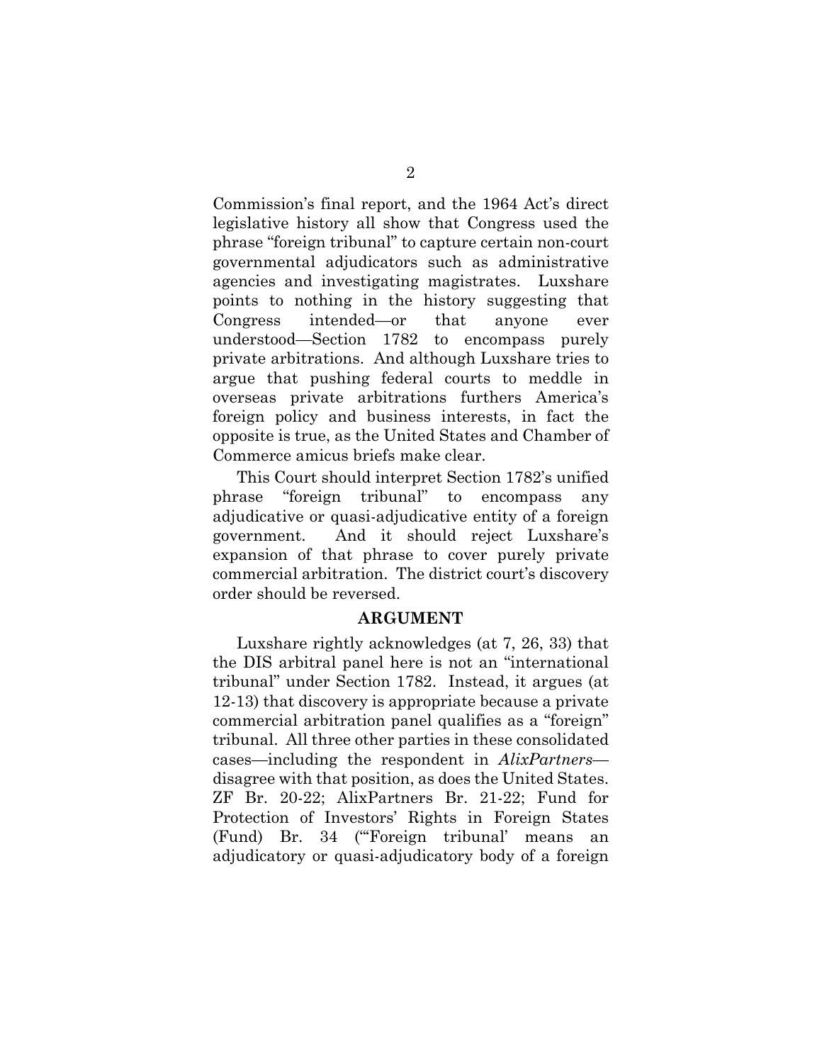Commission's final report, and the 1964 Act's direct legislative history all show that Congress used the phrase "foreign tribunal" to capture certain non-court governmental adjudicators such as administrative agencies and investigating magistrates. Luxshare points to nothing in the history suggesting that Congress intended—or that anyone ever understood—Section 1782 to encompass purely private arbitrations. And although Luxshare tries to argue that pushing federal courts to meddle in overseas private arbitrations furthers America's foreign policy and business interests, in fact the opposite is true, as the United States and Chamber of Commerce amicus briefs make clear.

This Court should interpret Section 1782's unified phrase "foreign tribunal" to encompass any adjudicative or quasi-adjudicative entity of a foreign government. And it should reject Luxshare's expansion of that phrase to cover purely private commercial arbitration. The district court's discovery order should be reversed.

## ARGUMENT

Luxshare rightly acknowledges (at 7, 26, 33) that the DIS arbitral panel here is not an "international tribunal" under Section 1782. Instead, it argues (at 12-13) that discovery is appropriate because a private commercial arbitration panel qualifies as a "foreign" tribunal. All three other parties in these consolidated cases—including the respondent in *AlixPartners*—disagree with that position, as does the United States. ZF Br. 20-22; AlixPartners Br. 21-22; Fund for Protection of Investors' Rights in Foreign States (Fund) Br. 34 ("'Foreign tribunal' means an adjudicatory or quasi-adjudicatory body of a foreign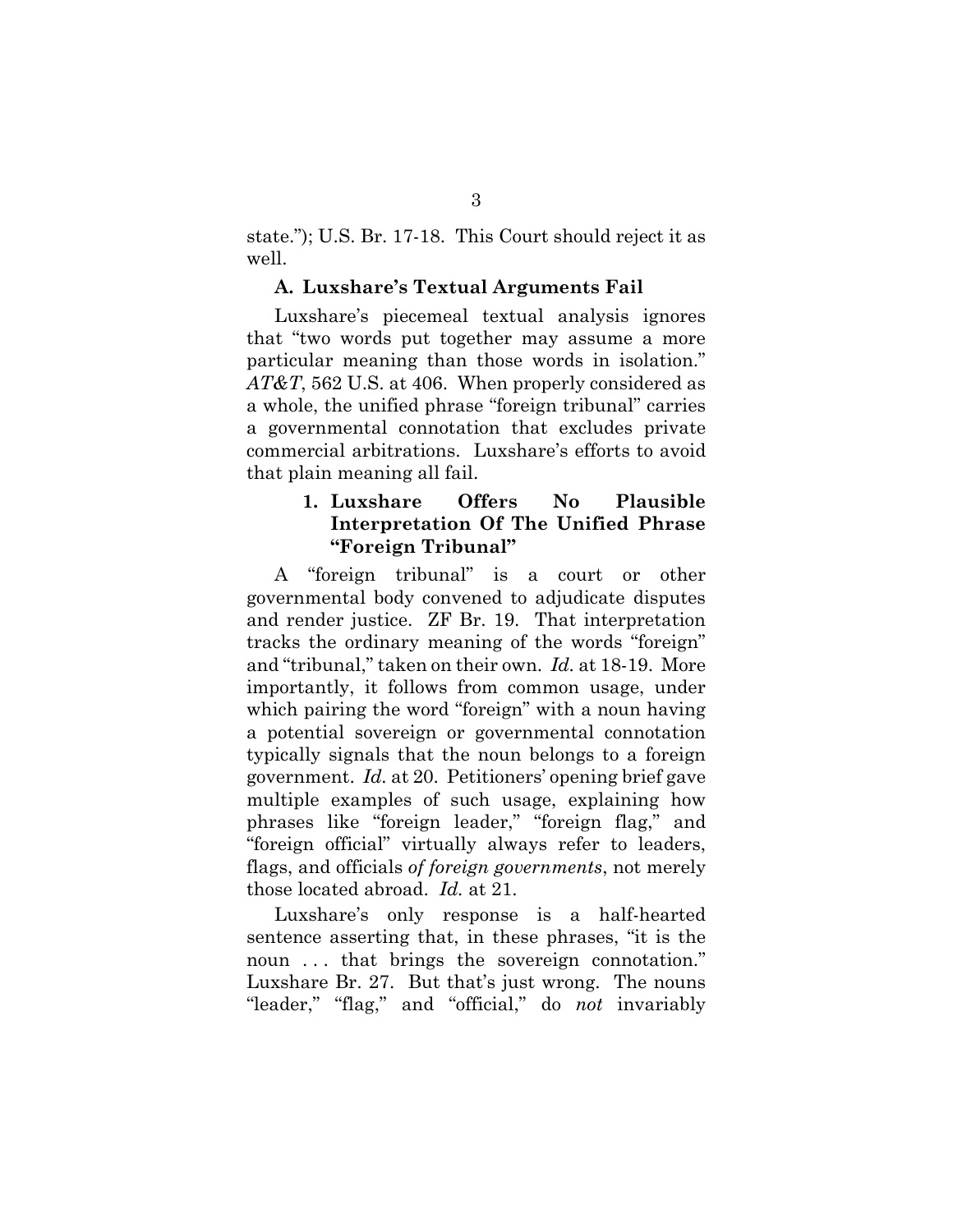state."); U.S. Br. 17-18. This Court should reject it as well.

### A. Luxshare's Textual Arguments Fail

Luxshare's piecemeal textual analysis ignores that "two words put together may assume a more particular meaning than those words in isolation." *AT&T*, 562 U.S. at 406. When properly considered as a whole, the unified phrase "foreign tribunal" carries a governmental connotation that excludes private commercial arbitrations. Luxshare's efforts to avoid that plain meaning all fail.

#### 1. Luxshare Offers No Plausible Interpretation Of The Unified Phrase "Foreign Tribunal"

A "foreign tribunal" is a court or other governmental body convened to adjudicate disputes and render justice. ZF Br. 19. That interpretation tracks the ordinary meaning of the words "foreign" and "tribunal," taken on their own. *Id.* at 18-19. More importantly, it follows from common usage, under which pairing the word "foreign" with a noun having a potential sovereign or governmental connotation typically signals that the noun belongs to a foreign government. *Id.* at 20. Petitioners' opening brief gave multiple examples of such usage, explaining how phrases like "foreign leader," "foreign flag," and "foreign official" virtually always refer to leaders, flags, and officials *of foreign governments*, not merely those located abroad. *Id.* at 21.

Luxshare's only response is a half-hearted sentence asserting that, in these phrases, "it is the noun . . . that brings the sovereign connotation." Luxshare Br. 27. But that's just wrong. The nouns "leader," "flag," and "official," do *not* invariably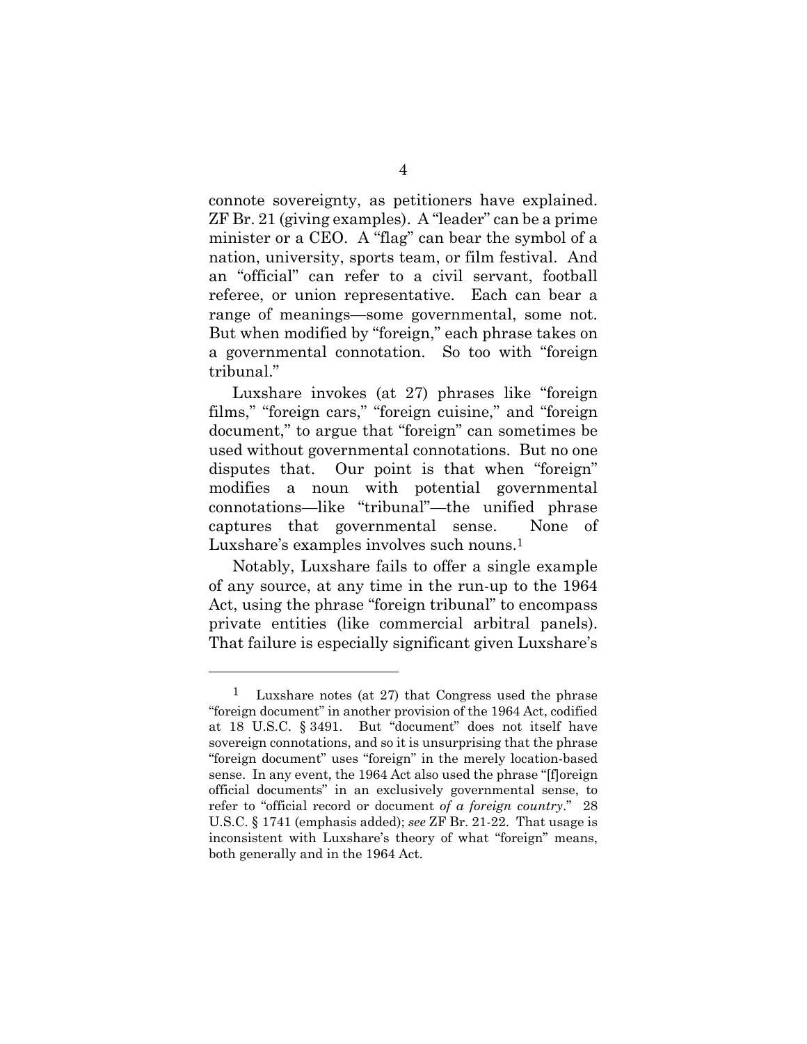connote sovereignty, as petitioners have explained. ZF Br. 21 (giving examples). A "leader" can be a prime minister or a CEO. A "flag" can bear the symbol of a nation, university, sports team, or film festival. And an "official" can refer to a civil servant, football referee, or union representative. Each can bear a range of meanings—some governmental, some not. But when modified by "foreign," each phrase takes on a governmental connotation. So too with "foreign tribunal."

Luxshare invokes (at 27) phrases like "foreign films," "foreign cars," "foreign cuisine," and "foreign document," to argue that "foreign" can sometimes be used without governmental connotations. But no one disputes that. Our point is that when "foreign" modifies a noun with potential governmental connotations—like "tribunal"—the unified phrase captures that governmental sense. None of Luxshare's examples involves such nouns.[1]

Notably, Luxshare fails to offer a single example of any source, at any time in the run-up to the 1964 Act, using the phrase "foreign tribunal" to encompass private entities (like commercial arbitral panels). That failure is especially significant given Luxshare's

---

[1] Luxshare notes (at 27) that Congress used the phrase "foreign document" in another provision of the 1964 Act, codified at 18 U.S.C. § 3491. But "document" does not itself have sovereign connotations, and so it is unsurprising that the phrase "foreign document" uses "foreign" in the merely location-based sense. In any event, the 1964 Act also used the phrase "[f]oreign official documents" in an exclusively governmental sense, to refer to "official record or document *of a foreign country*." 28 U.S.C. § 1741 (emphasis added); *see* ZF Br. 21-22. That usage is inconsistent with Luxshare's theory of what "foreign" means, both generally and in the 1964 Act.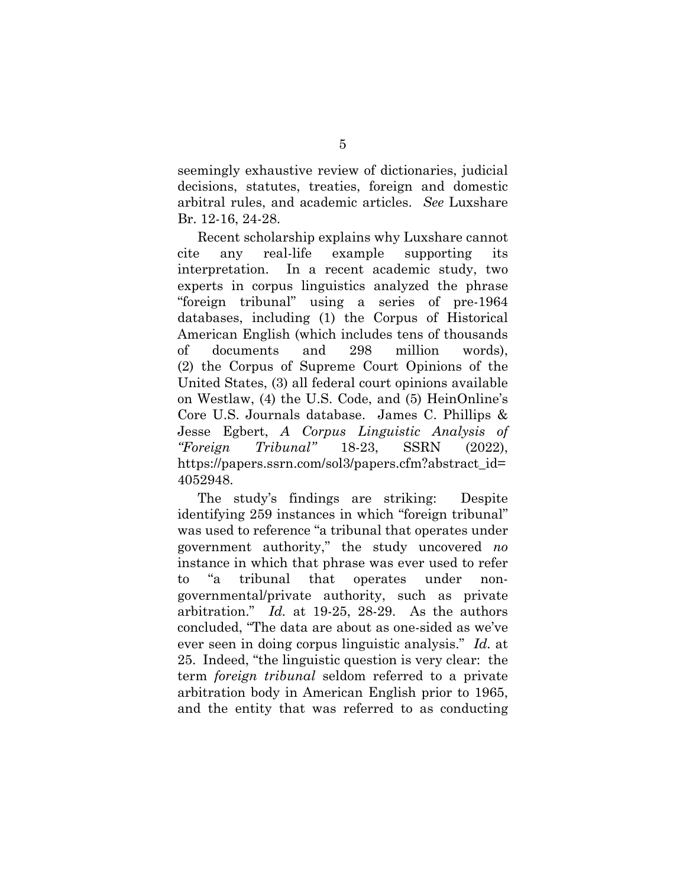seemingly exhaustive review of dictionaries, judicial decisions, statutes, treaties, foreign and domestic arbitral rules, and academic articles. *See* Luxshare Br. 12-16, 24-28.

Recent scholarship explains why Luxshare cannot cite any real-life example supporting its interpretation. In a recent academic study, two experts in corpus linguistics analyzed the phrase "foreign tribunal" using a series of pre-1964 databases, including (1) the Corpus of Historical American English (which includes tens of thousands of documents and 298 million words), (2) the Corpus of Supreme Court Opinions of the United States, (3) all federal court opinions available on Westlaw, (4) the U.S. Code, and (5) HeinOnline's Core U.S. Journals database. James C. Phillips & Jesse Egbert, *A Corpus Linguistic Analysis of "Foreign Tribunal"* 18-23, SSRN (2022), https://papers.ssrn.com/sol3/papers.cfm?abstract_id=4052948.

The study's findings are striking: Despite identifying 259 instances in which "foreign tribunal" was used to reference "a tribunal that operates under government authority," the study uncovered *no* instance in which that phrase was ever used to refer to "a tribunal that operates under non-governmental/private authority, such as private arbitration." *Id.* at 19-25, 28-29. As the authors concluded, "The data are about as one-sided as we've ever seen in doing corpus linguistic analysis." *Id.* at 25. Indeed, "the linguistic question is very clear: the term *foreign tribunal* seldom referred to a private arbitration body in American English prior to 1965, and the entity that was referred to as conducting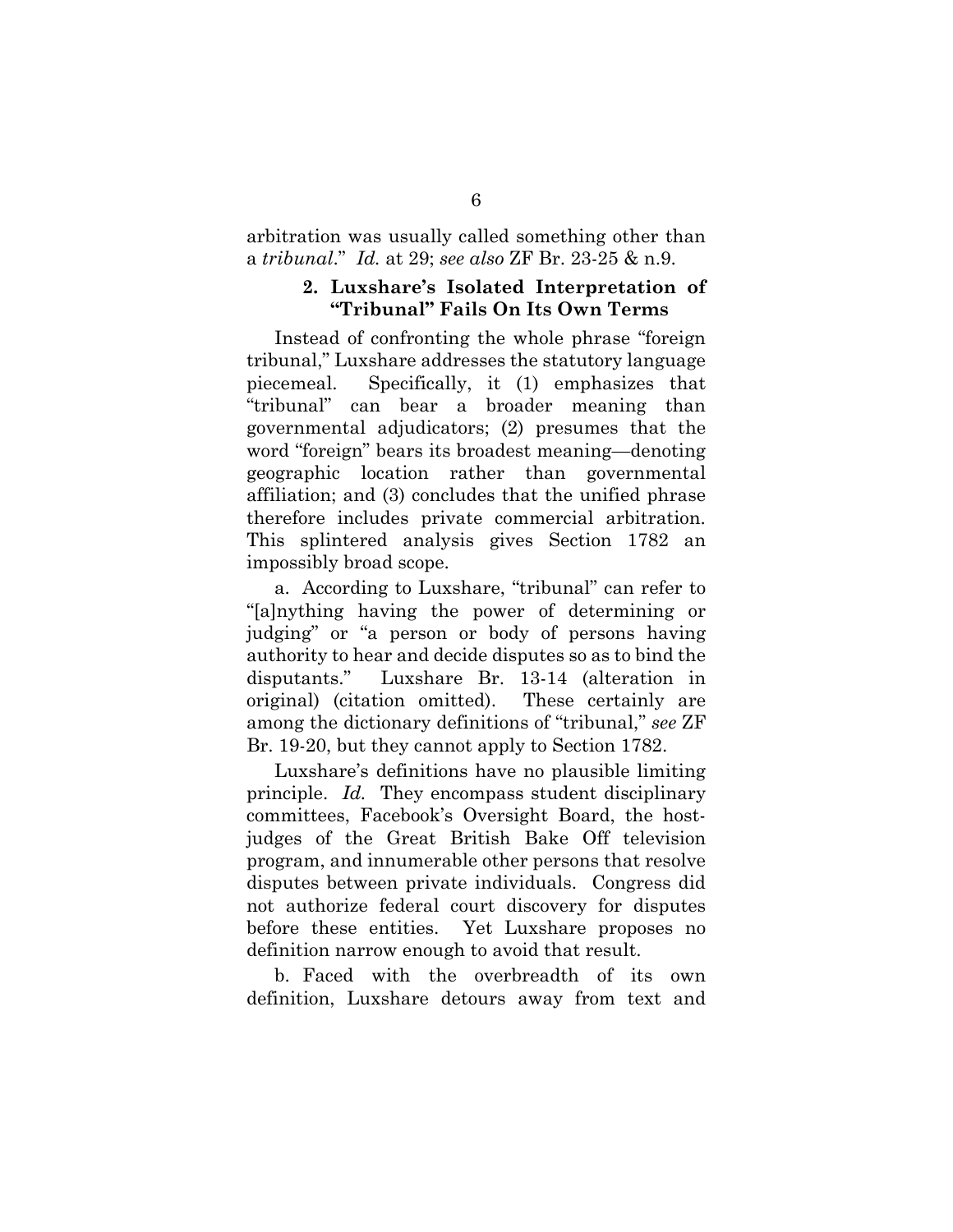arbitration was usually called something other than a *tribunal*." *Id.* at 29; *see also* ZF Br. 23-25 & n.9.

### 2. Luxshare's Isolated Interpretation of "Tribunal" Fails On Its Own Terms

Instead of confronting the whole phrase "foreign tribunal," Luxshare addresses the statutory language piecemeal. Specifically, it (1) emphasizes that "tribunal" can bear a broader meaning than governmental adjudicators; (2) presumes that the word "foreign" bears its broadest meaning—denoting geographic location rather than governmental affiliation; and (3) concludes that the unified phrase therefore includes private commercial arbitration. This splintered analysis gives Section 1782 an impossibly broad scope.

a. According to Luxshare, "tribunal" can refer to "[a]nything having the power of determining or judging" or "a person or body of persons having authority to hear and decide disputes so as to bind the disputants." Luxshare Br. 13-14 (alteration in original) (citation omitted). These certainly are among the dictionary definitions of "tribunal," *see* ZF Br. 19-20, but they cannot apply to Section 1782.

Luxshare's definitions have no plausible limiting principle. *Id.* They encompass student disciplinary committees, Facebook's Oversight Board, the host-judges of the Great British Bake Off television program, and innumerable other persons that resolve disputes between private individuals. Congress did not authorize federal court discovery for disputes before these entities. Yet Luxshare proposes no definition narrow enough to avoid that result.

b. Faced with the overbreadth of its own definition, Luxshare detours away from text and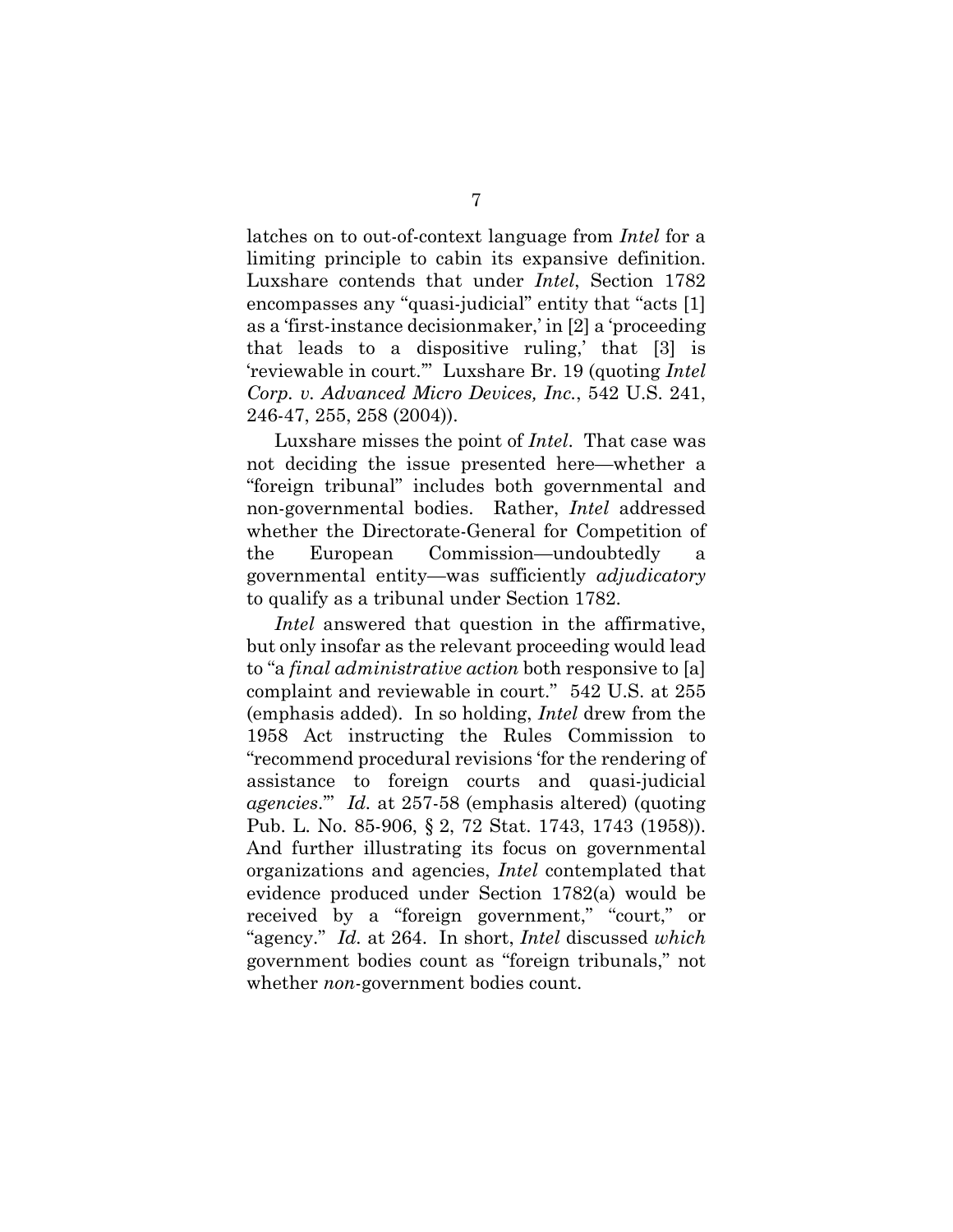latches on to out-of-context language from *Intel* for a limiting principle to cabin its expansive definition. Luxshare contends that under *Intel*, Section 1782 encompasses any "quasi-judicial" entity that "acts [1] as a 'first-instance decisionmaker,' in [2] a 'proceeding that leads to a dispositive ruling,' that [3] is 'reviewable in court.'" Luxshare Br. 19 (quoting *Intel Corp. v. Advanced Micro Devices, Inc.*, 542 U.S. 241, 246-47, 255, 258 (2004)).

Luxshare misses the point of *Intel*. That case was not deciding the issue presented here—whether a "foreign tribunal" includes both governmental and non-governmental bodies. Rather, *Intel* addressed whether the Directorate-General for Competition of the European Commission—undoubtedly a governmental entity—was sufficiently *adjudicatory* to qualify as a tribunal under Section 1782.

*Intel* answered that question in the affirmative, but only insofar as the relevant proceeding would lead to "a *final administrative action* both responsive to [a] complaint and reviewable in court." 542 U.S. at 255 (emphasis added). In so holding, *Intel* drew from the 1958 Act instructing the Rules Commission to "recommend procedural revisions 'for the rendering of assistance to foreign courts and quasi-judicial *agencies*.'" *Id.* at 257-58 (emphasis altered) (quoting Pub. L. No. 85-906, § 2, 72 Stat. 1743, 1743 (1958)). And further illustrating its focus on governmental organizations and agencies, *Intel* contemplated that evidence produced under Section 1782(a) would be received by a "foreign government," "court," or "agency." *Id.* at 264. In short, *Intel* discussed *which* government bodies count as "foreign tribunals," not whether *non*-government bodies count.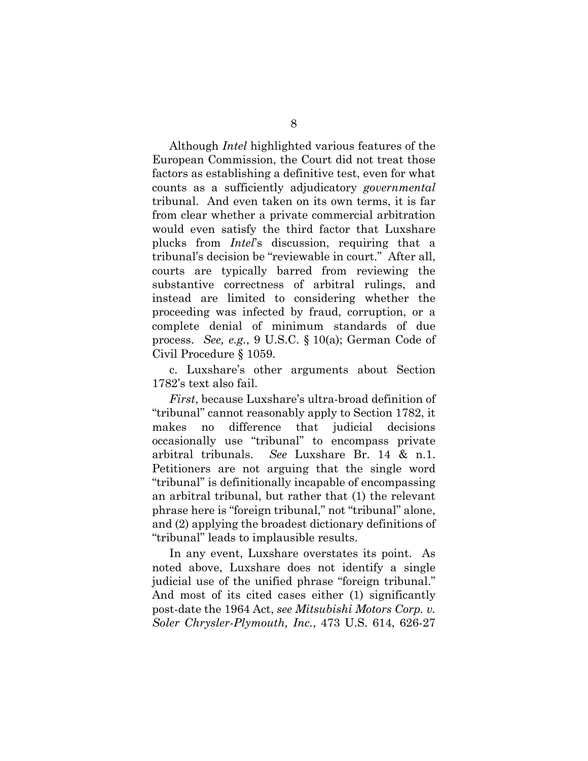Although *Intel* highlighted various features of the European Commission, the Court did not treat those factors as establishing a definitive test, even for what counts as a sufficiently adjudicatory *governmental* tribunal. And even taken on its own terms, it is far from clear whether a private commercial arbitration would even satisfy the third factor that Luxshare plucks from *Intel*'s discussion, requiring that a tribunal's decision be "reviewable in court." After all, courts are typically barred from reviewing the substantive correctness of arbitral rulings, and instead are limited to considering whether the proceeding was infected by fraud, corruption, or a complete denial of minimum standards of due process. *See, e.g.*, 9 U.S.C. § 10(a); German Code of Civil Procedure § 1059.

c. Luxshare's other arguments about Section 1782's text also fail.

*First*, because Luxshare's ultra-broad definition of "tribunal" cannot reasonably apply to Section 1782, it makes no difference that judicial decisions occasionally use "tribunal" to encompass private arbitral tribunals. *See* Luxshare Br. 14 & n.1. Petitioners are not arguing that the single word "tribunal" is definitionally incapable of encompassing an arbitral tribunal, but rather that (1) the relevant phrase here is "foreign tribunal," not "tribunal" alone, and (2) applying the broadest dictionary definitions of "tribunal" leads to implausible results.

In any event, Luxshare overstates its point. As noted above, Luxshare does not identify a single judicial use of the unified phrase "foreign tribunal." And most of its cited cases either (1) significantly post-date the 1964 Act, *see Mitsubishi Motors Corp. v. Soler Chrysler-Plymouth, Inc.*, 473 U.S. 614, 626-27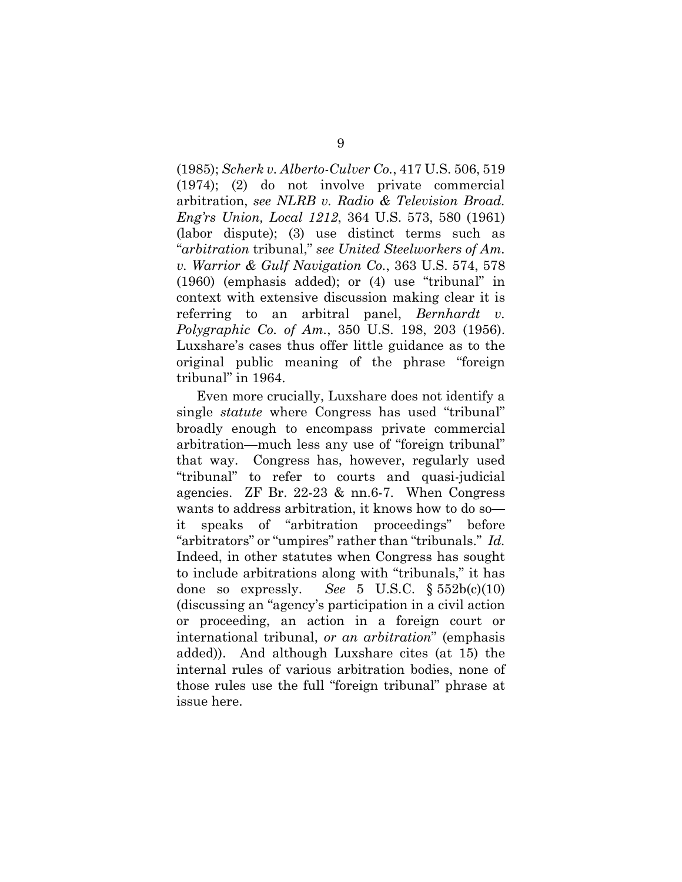(1985); *Scherk v. Alberto-Culver Co.*, 417 U.S. 506, 519 (1974); (2) do not involve private commercial arbitration, *see NLRB v. Radio & Television Broad. Eng'rs Union, Local 1212*, 364 U.S. 573, 580 (1961) (labor dispute); (3) use distinct terms such as "*arbitration* tribunal," *see United Steelworkers of Am. v. Warrior & Gulf Navigation Co.*, 363 U.S. 574, 578 (1960) (emphasis added); or (4) use "tribunal" in context with extensive discussion making clear it is referring to an arbitral panel, *Bernhardt v. Polygraphic Co. of Am.*, 350 U.S. 198, 203 (1956). Luxshare's cases thus offer little guidance as to the original public meaning of the phrase "foreign tribunal" in 1964.

Even more crucially, Luxshare does not identify a single *statute* where Congress has used "tribunal" broadly enough to encompass private commercial arbitration—much less any use of "foreign tribunal" that way. Congress has, however, regularly used "tribunal" to refer to courts and quasi-judicial agencies. ZF Br. 22-23 & nn.6-7. When Congress wants to address arbitration, it knows how to do so—it speaks of "arbitration proceedings" before "arbitrators" or "umpires" rather than "tribunals." *Id.* Indeed, in other statutes when Congress has sought to include arbitrations along with "tribunals," it has done so expressly. *See* 5 U.S.C. § 552b(c)(10) (discussing an "agency's participation in a civil action or proceeding, an action in a foreign court or international tribunal, *or an arbitration*" (emphasis added)). And although Luxshare cites (at 15) the internal rules of various arbitration bodies, none of those rules use the full "foreign tribunal" phrase at issue here.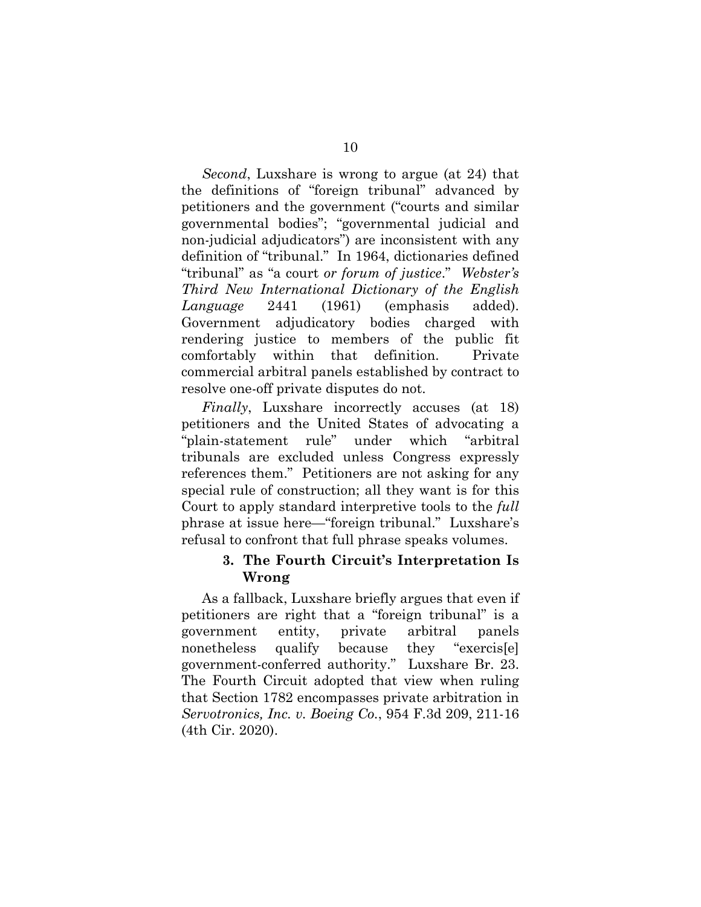*Second*, Luxshare is wrong to argue (at 24) that the definitions of "foreign tribunal" advanced by petitioners and the government ("courts and similar governmental bodies"; "governmental judicial and non-judicial adjudicators") are inconsistent with any definition of "tribunal." In 1964, dictionaries defined "tribunal" as "a court *or forum of justice*." *Webster's Third New International Dictionary of the English Language* 2441 (1961) (emphasis added). Government adjudicatory bodies charged with rendering justice to members of the public fit comfortably within that definition. Private commercial arbitral panels established by contract to resolve one-off private disputes do not.

*Finally*, Luxshare incorrectly accuses (at 18) petitioners and the United States of advocating a "plain-statement rule" under which "arbitral tribunals are excluded unless Congress expressly references them." Petitioners are not asking for any special rule of construction; all they want is for this Court to apply standard interpretive tools to the *full* phrase at issue here—"foreign tribunal." Luxshare's refusal to confront that full phrase speaks volumes.

### 3. The Fourth Circuit's Interpretation Is Wrong

As a fallback, Luxshare briefly argues that even if petitioners are right that a "foreign tribunal" is a government entity, private arbitral panels nonetheless qualify because they "exercis[e] government-conferred authority." Luxshare Br. 23. The Fourth Circuit adopted that view when ruling that Section 1782 encompasses private arbitration in *Servotronics, Inc. v. Boeing Co.*, 954 F.3d 209, 211-16 (4th Cir. 2020).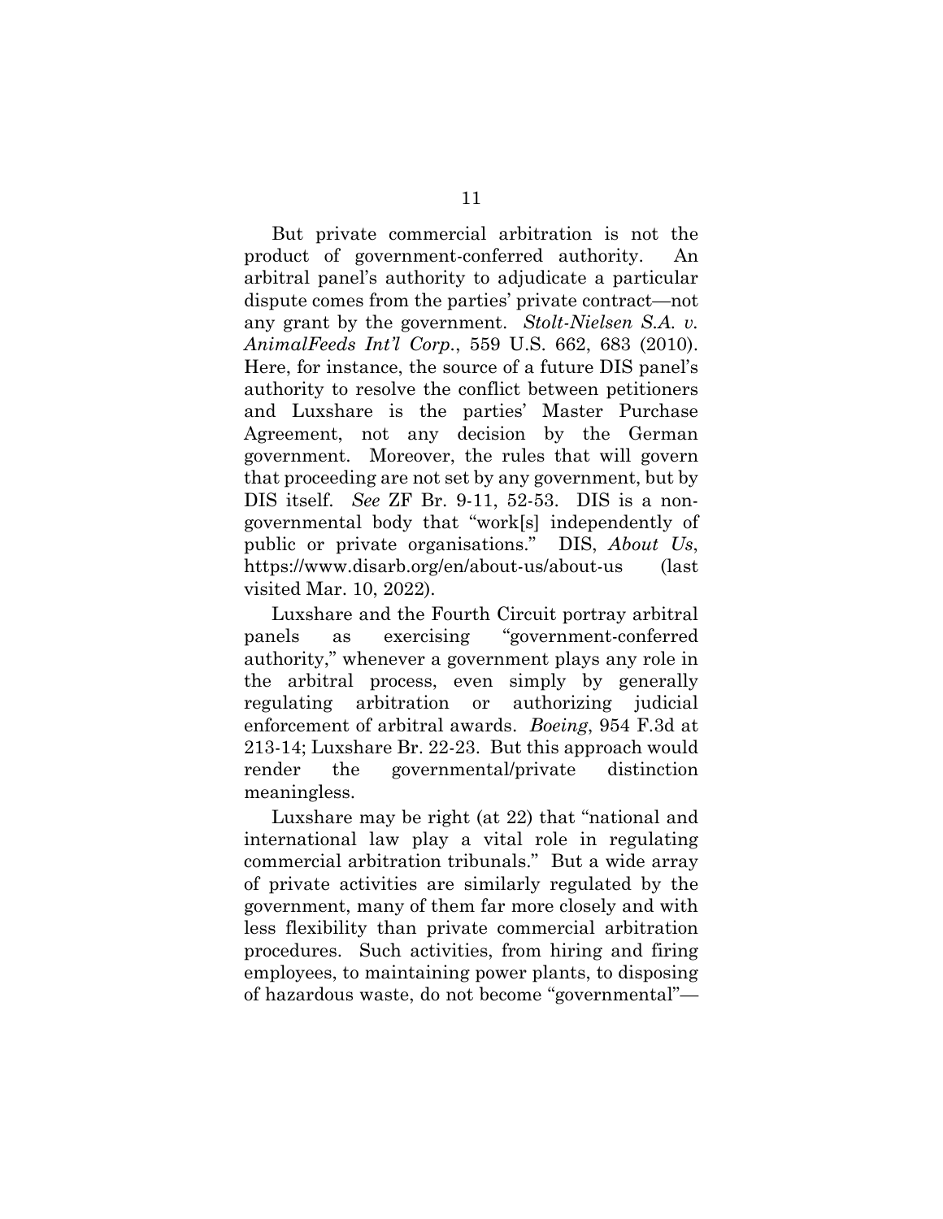But private commercial arbitration is not the product of government-conferred authority. An arbitral panel's authority to adjudicate a particular dispute comes from the parties' private contract—not any grant by the government. *Stolt-Nielsen S.A. v. AnimalFeeds Int'l Corp.*, 559 U.S. 662, 683 (2010). Here, for instance, the source of a future DIS panel's authority to resolve the conflict between petitioners and Luxshare is the parties' Master Purchase Agreement, not any decision by the German government. Moreover, the rules that will govern that proceeding are not set by any government, but by DIS itself. *See* ZF Br. 9-11, 52-53. DIS is a non-governmental body that "work[s] independently of public or private organisations." DIS, *About Us*, https://www.disarb.org/en/about-us/about-us (last visited Mar. 10, 2022).

Luxshare and the Fourth Circuit portray arbitral panels as exercising "government-conferred authority," whenever a government plays any role in the arbitral process, even simply by generally regulating arbitration or authorizing judicial enforcement of arbitral awards. *Boeing*, 954 F.3d at 213-14; Luxshare Br. 22-23. But this approach would render the governmental/private distinction meaningless.

Luxshare may be right (at 22) that "national and international law play a vital role in regulating commercial arbitration tribunals." But a wide array of private activities are similarly regulated by the government, many of them far more closely and with less flexibility than private commercial arbitration procedures. Such activities, from hiring and firing employees, to maintaining power plants, to disposing of hazardous waste, do not become "governmental"—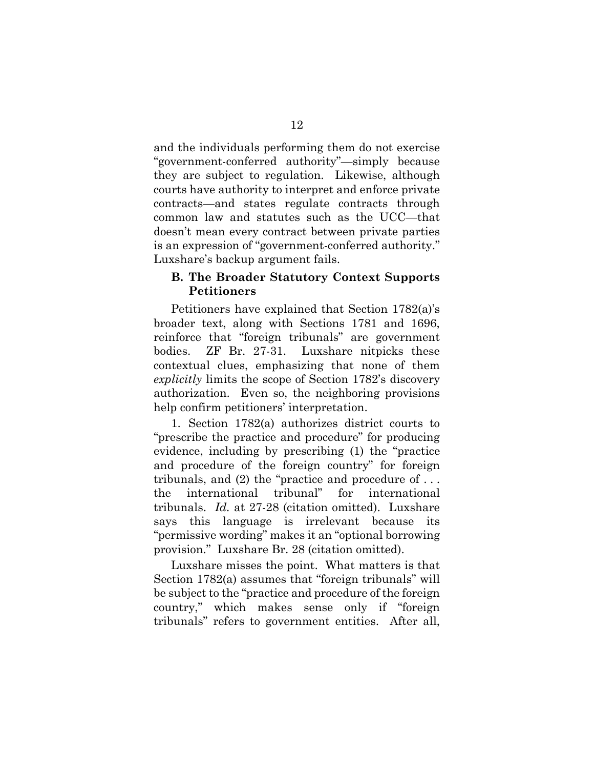and the individuals performing them do not exercise "government-conferred authority"—simply because they are subject to regulation. Likewise, although courts have authority to interpret and enforce private contracts—and states regulate contracts through common law and statutes such as the UCC—that doesn't mean every contract between private parties is an expression of "government-conferred authority." Luxshare's backup argument fails.

### B. The Broader Statutory Context Supports Petitioners

Petitioners have explained that Section 1782(a)'s broader text, along with Sections 1781 and 1696, reinforce that "foreign tribunals" are government bodies. ZF Br. 27-31. Luxshare nitpicks these contextual clues, emphasizing that none of them *explicitly* limits the scope of Section 1782's discovery authorization. Even so, the neighboring provisions help confirm petitioners' interpretation.

1. Section 1782(a) authorizes district courts to "prescribe the practice and procedure" for producing evidence, including by prescribing (1) the "practice and procedure of the foreign country" for foreign tribunals, and (2) the "practice and procedure of . . . the international tribunal" for international tribunals. *Id.* at 27-28 (citation omitted). Luxshare says this language is irrelevant because its "permissive wording" makes it an "optional borrowing provision." Luxshare Br. 28 (citation omitted).

Luxshare misses the point. What matters is that Section 1782(a) assumes that "foreign tribunals" will be subject to the "practice and procedure of the foreign country," which makes sense only if "foreign tribunals" refers to government entities. After all,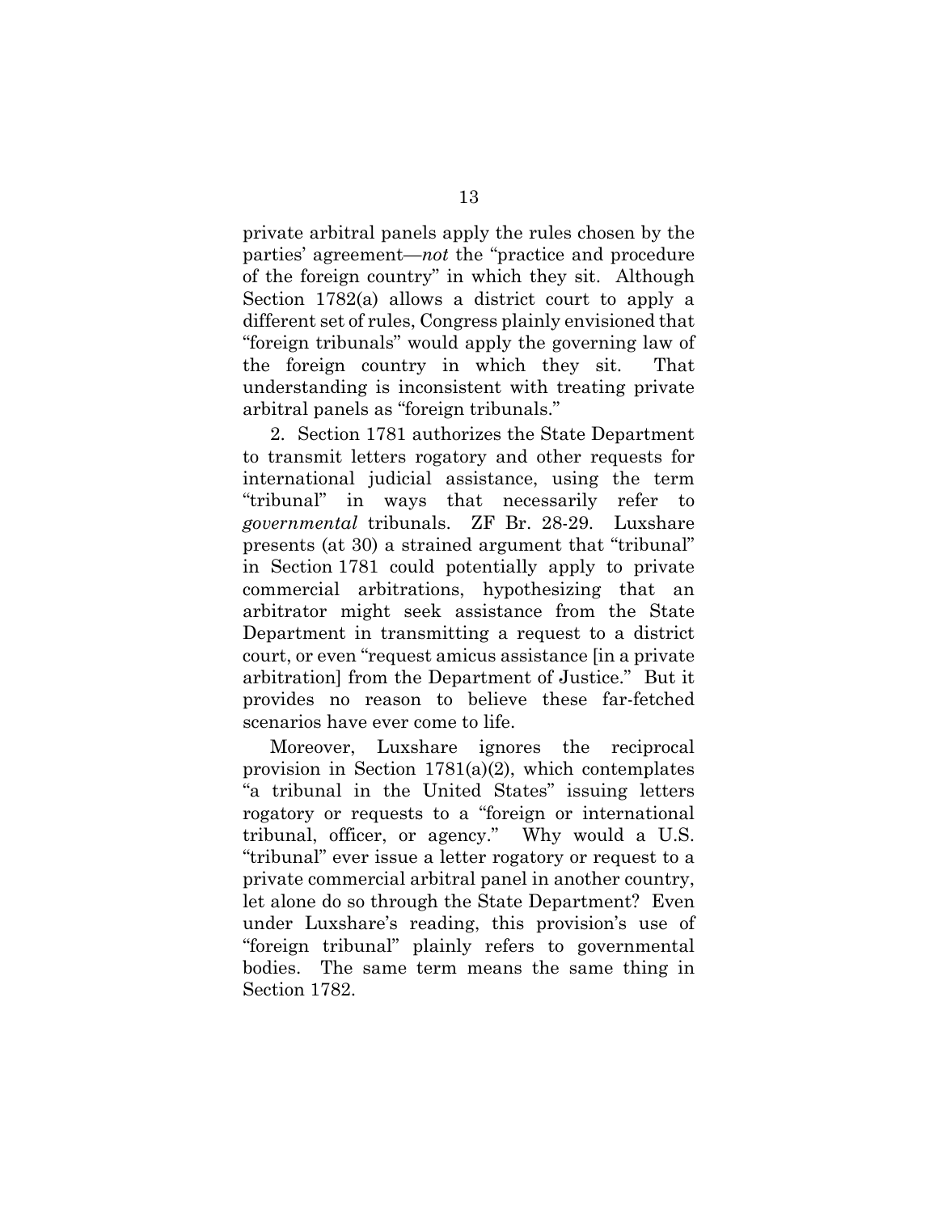private arbitral panels apply the rules chosen by the parties' agreement—*not* the "practice and procedure of the foreign country" in which they sit. Although Section 1782(a) allows a district court to apply a different set of rules, Congress plainly envisioned that "foreign tribunals" would apply the governing law of the foreign country in which they sit. That understanding is inconsistent with treating private arbitral panels as "foreign tribunals."

2. Section 1781 authorizes the State Department to transmit letters rogatory and other requests for international judicial assistance, using the term "tribunal" in ways that necessarily refer to *governmental* tribunals. ZF Br. 28-29. Luxshare presents (at 30) a strained argument that "tribunal" in Section 1781 could potentially apply to private commercial arbitrations, hypothesizing that an arbitrator might seek assistance from the State Department in transmitting a request to a district court, or even "request amicus assistance [in a private arbitration] from the Department of Justice." But it provides no reason to believe these far-fetched scenarios have ever come to life.

Moreover, Luxshare ignores the reciprocal provision in Section 1781(a)(2), which contemplates "a tribunal in the United States" issuing letters rogatory or requests to a "foreign or international tribunal, officer, or agency." Why would a U.S. "tribunal" ever issue a letter rogatory or request to a private commercial arbitral panel in another country, let alone do so through the State Department? Even under Luxshare's reading, this provision's use of "foreign tribunal" plainly refers to governmental bodies. The same term means the same thing in Section 1782.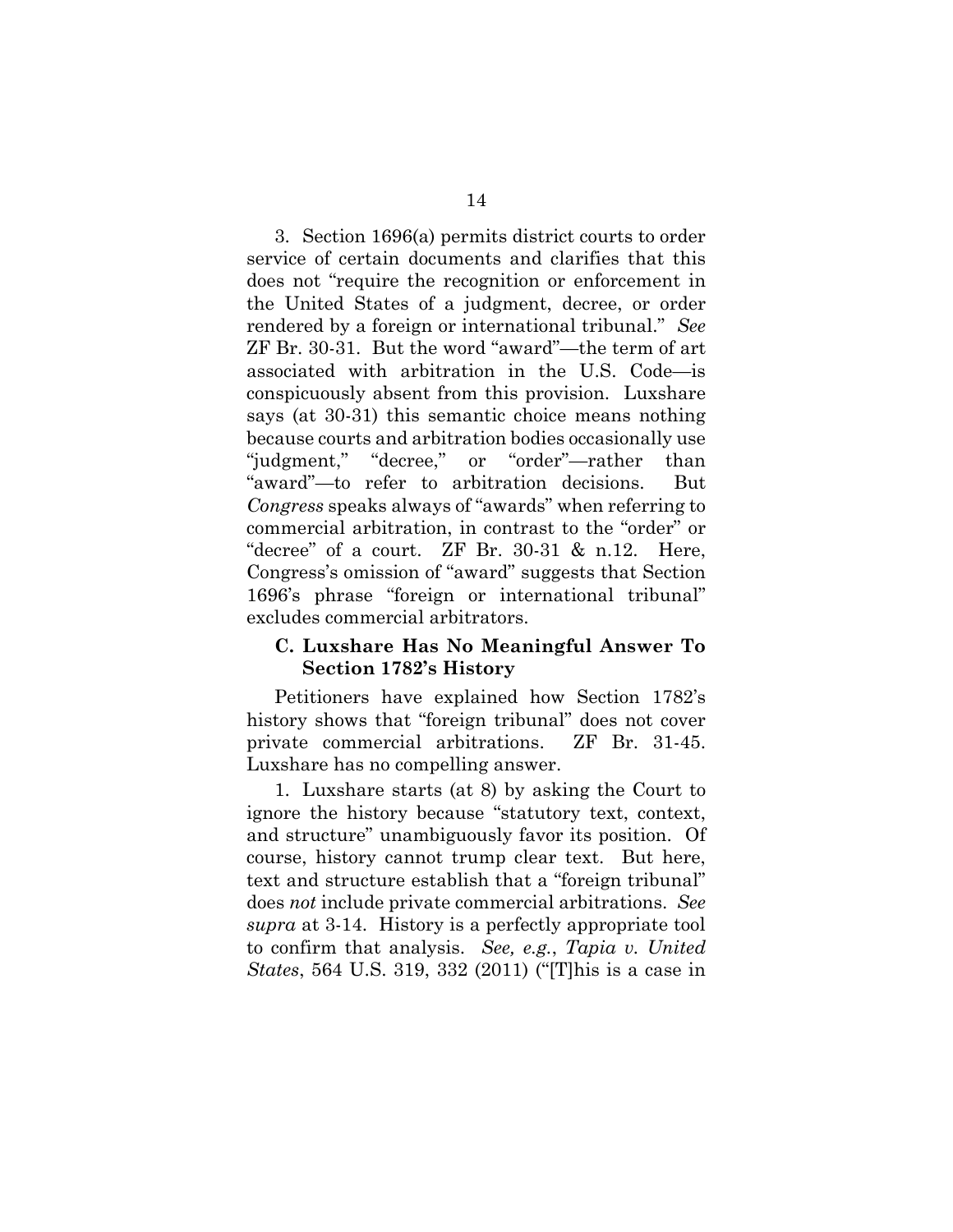3. Section 1696(a) permits district courts to order service of certain documents and clarifies that this does not "require the recognition or enforcement in the United States of a judgment, decree, or order rendered by a foreign or international tribunal." *See* ZF Br. 30-31. But the word "award"—the term of art associated with arbitration in the U.S. Code—is conspicuously absent from this provision. Luxshare says (at 30-31) this semantic choice means nothing because courts and arbitration bodies occasionally use "judgment," "decree," or "order"—rather than "award"—to refer to arbitration decisions. But *Congress* speaks always of "awards" when referring to commercial arbitration, in contrast to the "order" or "decree" of a court. ZF Br. 30-31 & n.12. Here, Congress's omission of "award" suggests that Section 1696's phrase "foreign or international tribunal" excludes commercial arbitrators.

### C. Luxshare Has No Meaningful Answer To Section 1782's History

Petitioners have explained how Section 1782's history shows that "foreign tribunal" does not cover private commercial arbitrations. ZF Br. 31-45. Luxshare has no compelling answer.

1. Luxshare starts (at 8) by asking the Court to ignore the history because "statutory text, context, and structure" unambiguously favor its position. Of course, history cannot trump clear text. But here, text and structure establish that a "foreign tribunal" does *not* include private commercial arbitrations. *See supra* at 3-14. History is a perfectly appropriate tool to confirm that analysis. *See, e.g.*, *Tapia v. United States*, 564 U.S. 319, 332 (2011) ("[T]his is a case in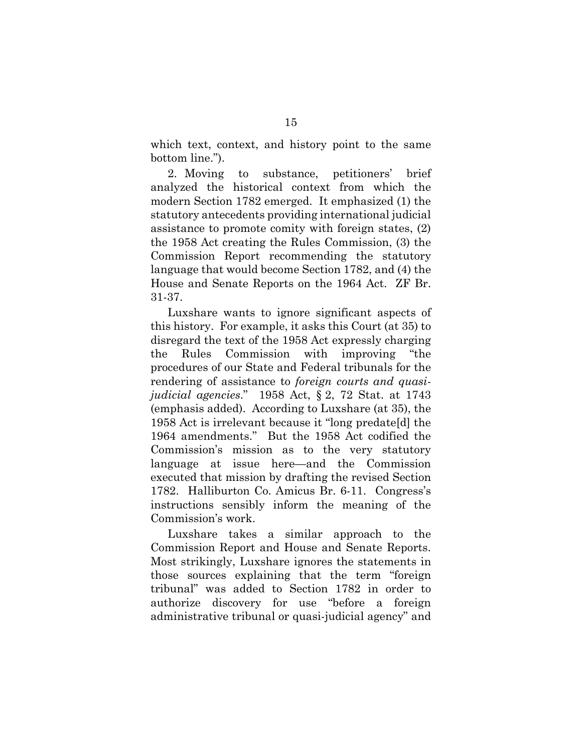which text, context, and history point to the same bottom line.").

2. Moving to substance, petitioners' brief analyzed the historical context from which the modern Section 1782 emerged. It emphasized (1) the statutory antecedents providing international judicial assistance to promote comity with foreign states, (2) the 1958 Act creating the Rules Commission, (3) the Commission Report recommending the statutory language that would become Section 1782, and (4) the House and Senate Reports on the 1964 Act. ZF Br. 31-37.

Luxshare wants to ignore significant aspects of this history. For example, it asks this Court (at 35) to disregard the text of the 1958 Act expressly charging the Rules Commission with improving "the procedures of our State and Federal tribunals for the rendering of assistance to *foreign courts and quasi-judicial agencies*." 1958 Act, § 2, 72 Stat. at 1743 (emphasis added). According to Luxshare (at 35), the 1958 Act is irrelevant because it "long predate[d] the 1964 amendments." But the 1958 Act codified the Commission's mission as to the very statutory language at issue here—and the Commission executed that mission by drafting the revised Section 1782. Halliburton Co. Amicus Br. 6-11. Congress's instructions sensibly inform the meaning of the Commission's work.

Luxshare takes a similar approach to the Commission Report and House and Senate Reports. Most strikingly, Luxshare ignores the statements in those sources explaining that the term "foreign tribunal" was added to Section 1782 in order to authorize discovery for use "before a foreign administrative tribunal or quasi-judicial agency" and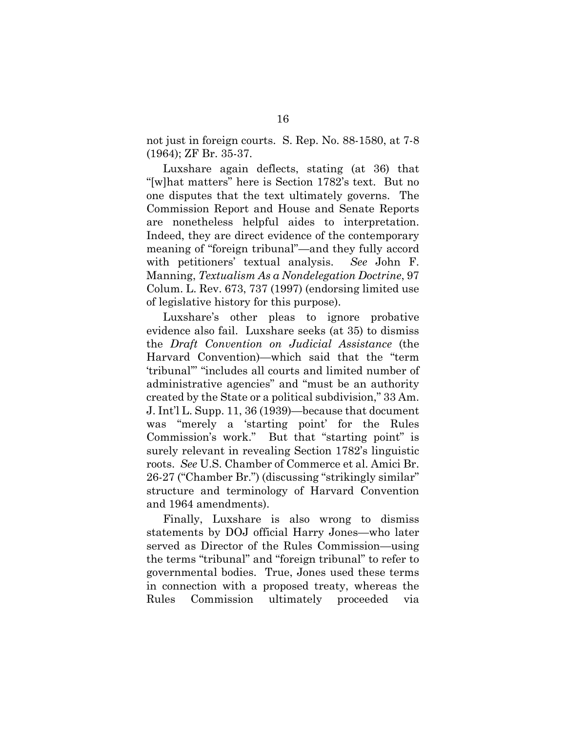not just in foreign courts. S. Rep. No. 88-1580, at 7-8 (1964); ZF Br. 35-37.

Luxshare again deflects, stating (at 36) that "[w]hat matters" here is Section 1782's text. But no one disputes that the text ultimately governs. The Commission Report and House and Senate Reports are nonetheless helpful aides to interpretation. Indeed, they are direct evidence of the contemporary meaning of "foreign tribunal"—and they fully accord with petitioners' textual analysis. *See* John F. Manning, *Textualism As a Nondelegation Doctrine*, 97 Colum. L. Rev. 673, 737 (1997) (endorsing limited use of legislative history for this purpose).

Luxshare's other pleas to ignore probative evidence also fail. Luxshare seeks (at 35) to dismiss the *Draft Convention on Judicial Assistance* (the Harvard Convention)—which said that the "term 'tribunal'" "includes all courts and limited number of administrative agencies" and "must be an authority created by the State or a political subdivision," 33 Am. J. Int'l L. Supp. 11, 36 (1939)—because that document was "merely a 'starting point' for the Rules Commission's work." But that "starting point" is surely relevant in revealing Section 1782's linguistic roots. *See* U.S. Chamber of Commerce et al. Amici Br. 26-27 ("Chamber Br.") (discussing "strikingly similar" structure and terminology of Harvard Convention and 1964 amendments).

Finally, Luxshare is also wrong to dismiss statements by DOJ official Harry Jones—who later served as Director of the Rules Commission—using the terms "tribunal" and "foreign tribunal" to refer to governmental bodies. True, Jones used these terms in connection with a proposed treaty, whereas the Rules Commission ultimately proceeded via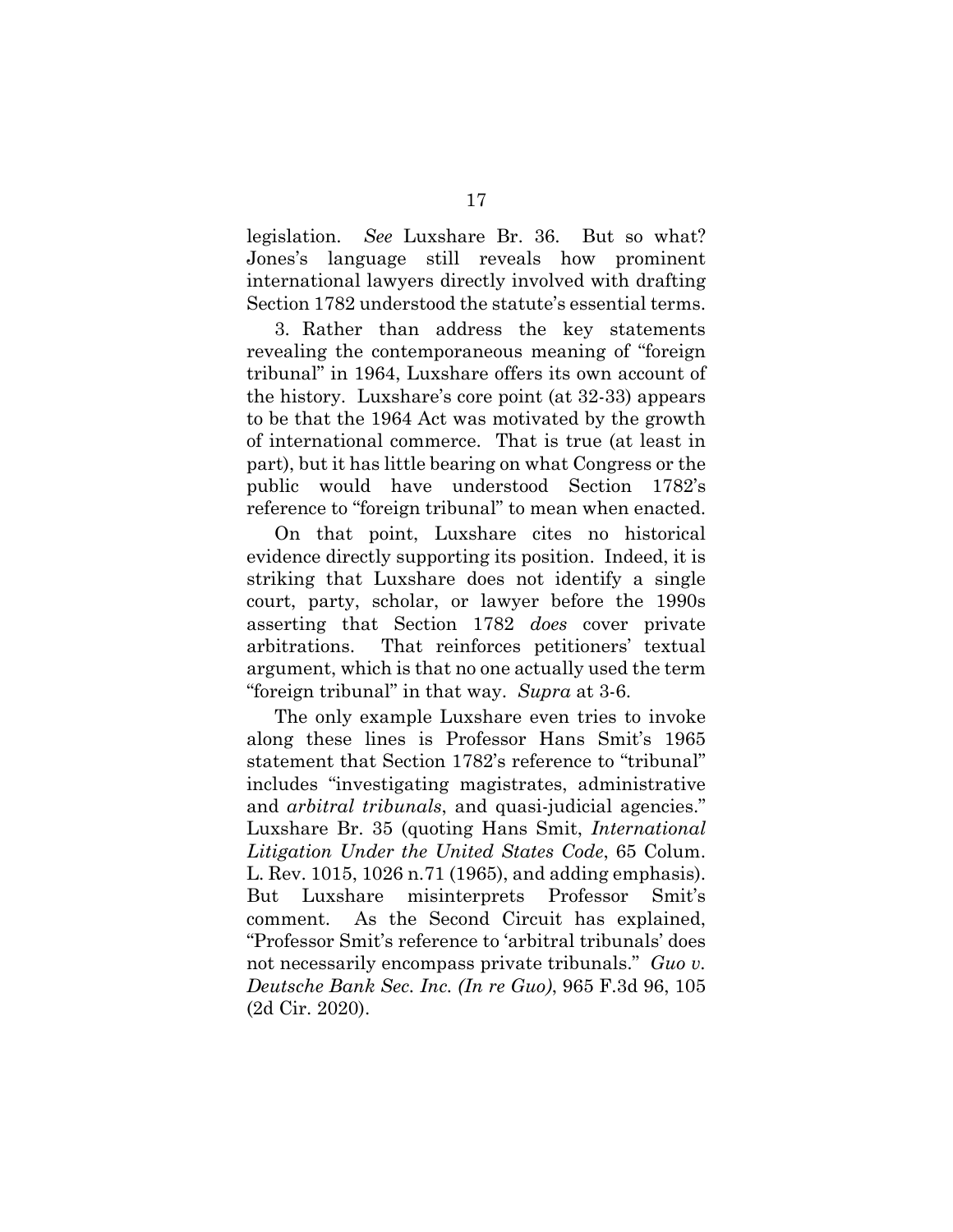legislation. *See* Luxshare Br. 36. But so what? Jones's language still reveals how prominent international lawyers directly involved with drafting Section 1782 understood the statute's essential terms.

3. Rather than address the key statements revealing the contemporaneous meaning of "foreign tribunal" in 1964, Luxshare offers its own account of the history. Luxshare's core point (at 32-33) appears to be that the 1964 Act was motivated by the growth of international commerce. That is true (at least in part), but it has little bearing on what Congress or the public would have understood Section 1782's reference to "foreign tribunal" to mean when enacted.

On that point, Luxshare cites no historical evidence directly supporting its position. Indeed, it is striking that Luxshare does not identify a single court, party, scholar, or lawyer before the 1990s asserting that Section 1782 *does* cover private arbitrations. That reinforces petitioners' textual argument, which is that no one actually used the term "foreign tribunal" in that way. *Supra* at 3-6.

The only example Luxshare even tries to invoke along these lines is Professor Hans Smit's 1965 statement that Section 1782's reference to "tribunal" includes "investigating magistrates, administrative and *arbitral tribunals*, and quasi-judicial agencies." Luxshare Br. 35 (quoting Hans Smit, *International Litigation Under the United States Code*, 65 Colum. L. Rev. 1015, 1026 n.71 (1965), and adding emphasis). But Luxshare misinterprets Professor Smit's comment. As the Second Circuit has explained, "Professor Smit's reference to 'arbitral tribunals' does not necessarily encompass private tribunals." *Guo v. Deutsche Bank Sec. Inc. (In re Guo)*, 965 F.3d 96, 105 (2d Cir. 2020).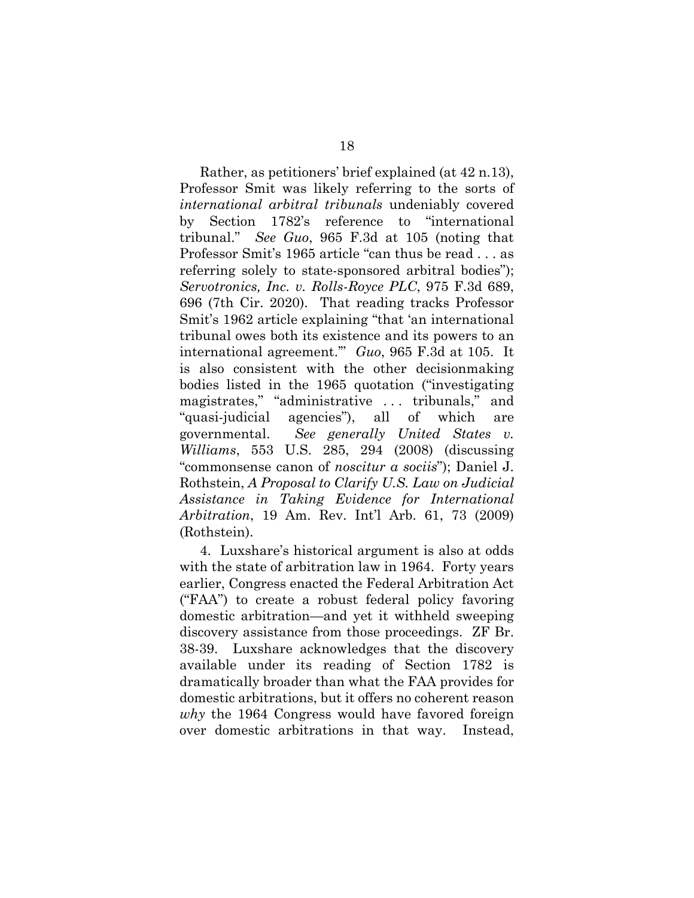Rather, as petitioners' brief explained (at 42 n.13), Professor Smit was likely referring to the sorts of *international arbitral tribunals* undeniably covered by Section 1782's reference to "international tribunal." *See Guo*, 965 F.3d at 105 (noting that Professor Smit's 1965 article "can thus be read . . . as referring solely to state-sponsored arbitral bodies"); *Servotronics, Inc. v. Rolls-Royce PLC*, 975 F.3d 689, 696 (7th Cir. 2020). That reading tracks Professor Smit's 1962 article explaining "that 'an international tribunal owes both its existence and its powers to an international agreement.'" *Guo*, 965 F.3d at 105. It is also consistent with the other decisionmaking bodies listed in the 1965 quotation ("investigating magistrates," "administrative . . . tribunals," and "quasi-judicial agencies"), all of which are governmental. *See generally United States v. Williams*, 553 U.S. 285, 294 (2008) (discussing "commonsense canon of *noscitur a sociis*"); Daniel J. Rothstein, *A Proposal to Clarify U.S. Law on Judicial Assistance in Taking Evidence for International Arbitration*, 19 Am. Rev. Int'l Arb. 61, 73 (2009) (Rothstein).

4. Luxshare's historical argument is also at odds with the state of arbitration law in 1964. Forty years earlier, Congress enacted the Federal Arbitration Act ("FAA") to create a robust federal policy favoring domestic arbitration—and yet it withheld sweeping discovery assistance from those proceedings. ZF Br. 38-39. Luxshare acknowledges that the discovery available under its reading of Section 1782 is dramatically broader than what the FAA provides for domestic arbitrations, but it offers no coherent reason *why* the 1964 Congress would have favored foreign over domestic arbitrations in that way. Instead,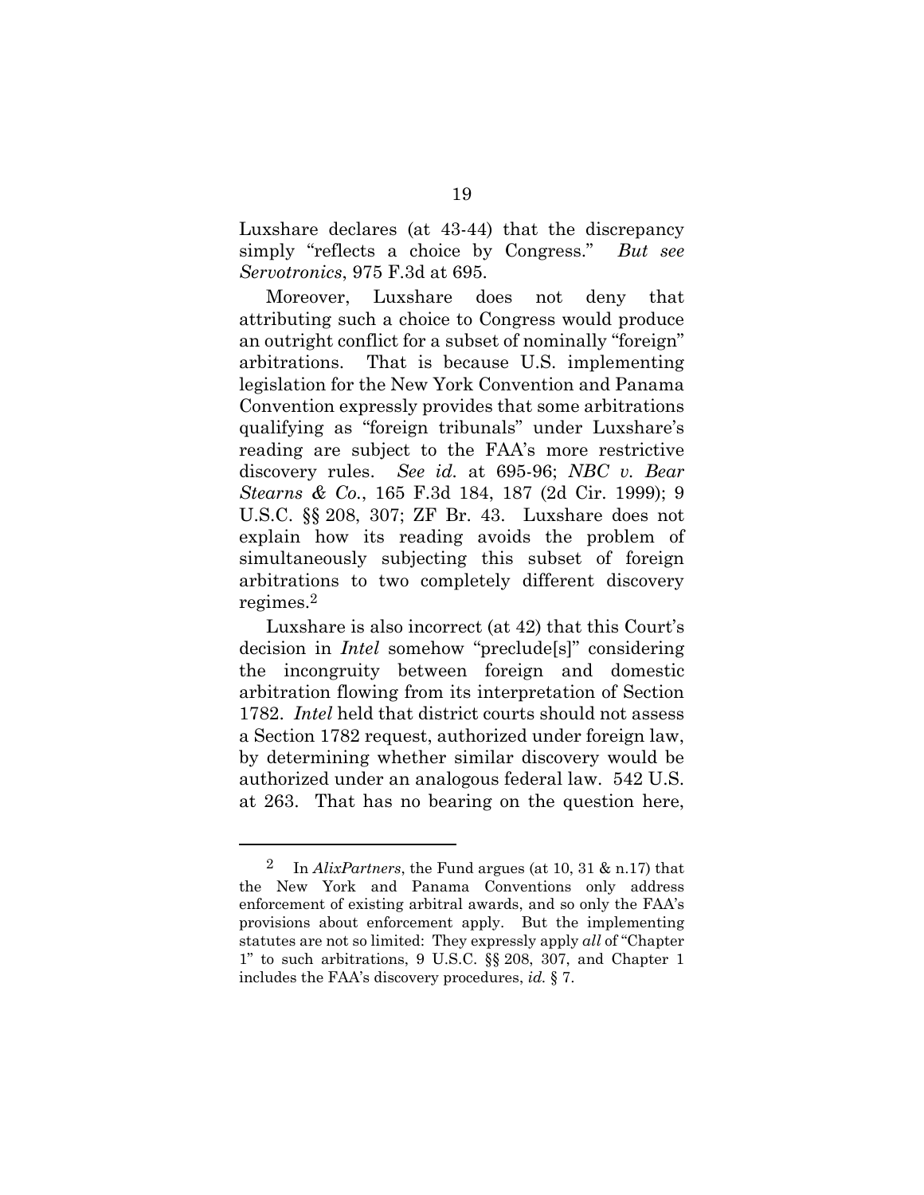Luxshare declares (at 43-44) that the discrepancy simply "reflects a choice by Congress." *But see Servotronics*, 975 F.3d at 695.

Moreover, Luxshare does not deny that attributing such a choice to Congress would produce an outright conflict for a subset of nominally "foreign" arbitrations. That is because U.S. implementing legislation for the New York Convention and Panama Convention expressly provides that some arbitrations qualifying as "foreign tribunals" under Luxshare's reading are subject to the FAA's more restrictive discovery rules. *See id.* at 695-96; *NBC v. Bear Stearns & Co.*, 165 F.3d 184, 187 (2d Cir. 1999); 9 U.S.C. §§ 208, 307; ZF Br. 43. Luxshare does not explain how its reading avoids the problem of simultaneously subjecting this subset of foreign arbitrations to two completely different discovery regimes.[2]

Luxshare is also incorrect (at 42) that this Court's decision in *Intel* somehow "preclude[s]" considering the incongruity between foreign and domestic arbitration flowing from its interpretation of Section 1782. *Intel* held that district courts should not assess a Section 1782 request, authorized under foreign law, by determining whether similar discovery would be authorized under an analogous federal law. 542 U.S. at 263. That has no bearing on the question here,

---

[2] In *AlixPartners*, the Fund argues (at 10, 31 & n.17) that the New York and Panama Conventions only address enforcement of existing arbitral awards, and so only the FAA's provisions about enforcement apply. But the implementing statutes are not so limited: They expressly apply *all* of "Chapter 1" to such arbitrations, 9 U.S.C. §§ 208, 307, and Chapter 1 includes the FAA's discovery procedures, *id.* § 7.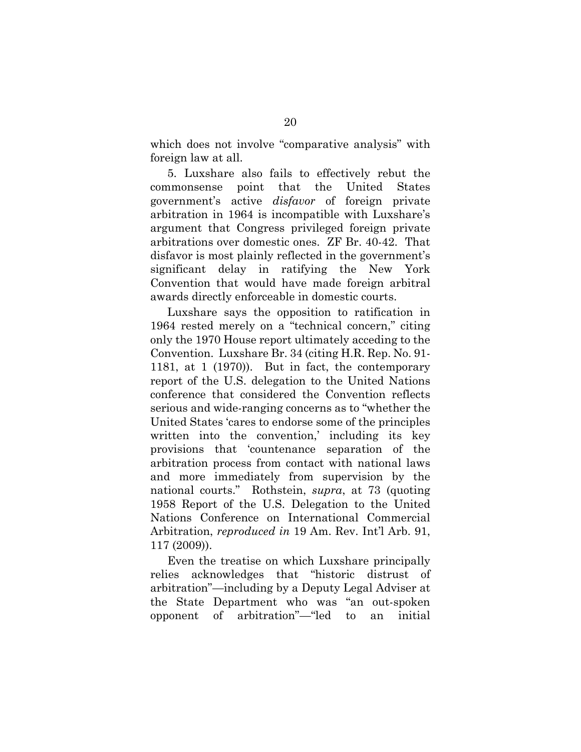which does not involve "comparative analysis" with foreign law at all.

5. Luxshare also fails to effectively rebut the commonsense point that the United States government's active *disfavor* of foreign private arbitration in 1964 is incompatible with Luxshare's argument that Congress privileged foreign private arbitrations over domestic ones. ZF Br. 40-42. That disfavor is most plainly reflected in the government's significant delay in ratifying the New York Convention that would have made foreign arbitral awards directly enforceable in domestic courts.

Luxshare says the opposition to ratification in 1964 rested merely on a "technical concern," citing only the 1970 House report ultimately acceding to the Convention. Luxshare Br. 34 (citing H.R. Rep. No. 91-1181, at 1 (1970)). But in fact, the contemporary report of the U.S. delegation to the United Nations conference that considered the Convention reflects serious and wide-ranging concerns as to "whether the United States 'cares to endorse some of the principles written into the convention,' including its key provisions that 'countenance separation of the arbitration process from contact with national laws and more immediately from supervision by the national courts." Rothstein, *supra*, at 73 (quoting 1958 Report of the U.S. Delegation to the United Nations Conference on International Commercial Arbitration, *reproduced in* 19 Am. Rev. Int'l Arb. 91, 117 (2009)).

Even the treatise on which Luxshare principally relies acknowledges that "historic distrust of arbitration"—including by a Deputy Legal Adviser at the State Department who was "an out-spoken opponent of arbitration"—"led to an initial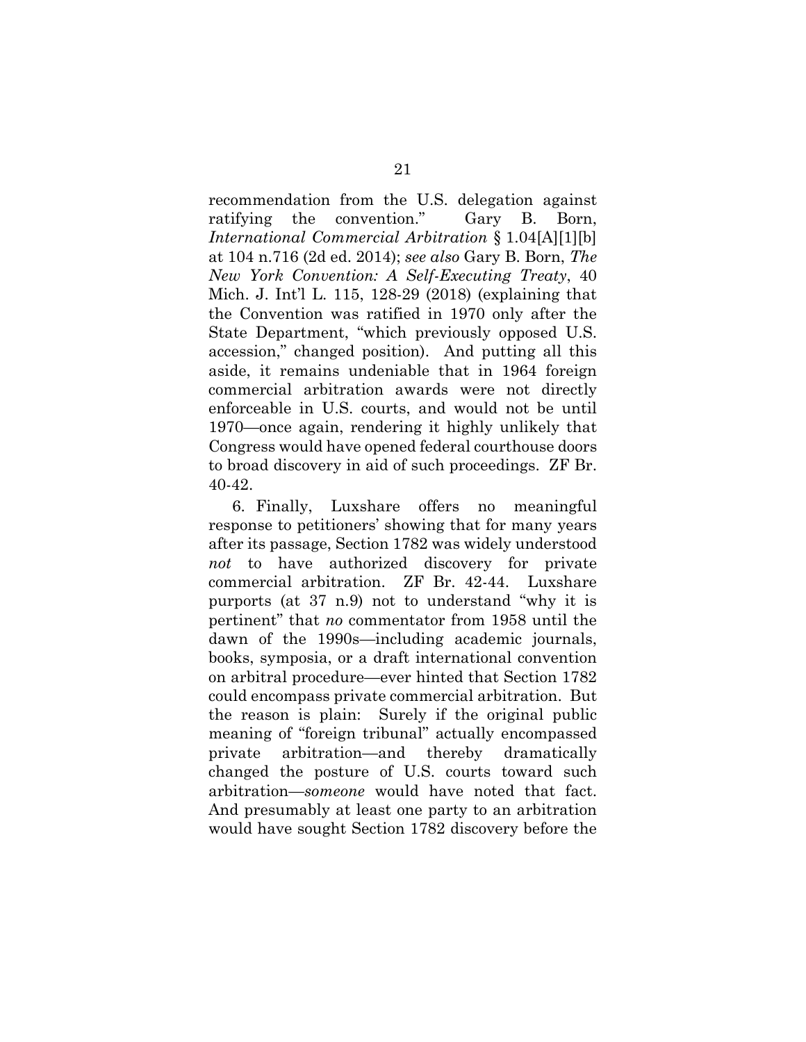recommendation from the U.S. delegation against ratifying the convention." Gary B. Born, *International Commercial Arbitration* § 1.04[A][1][b] at 104 n.716 (2d ed. 2014); *see also* Gary B. Born, *The New York Convention: A Self-Executing Treaty*, 40 Mich. J. Int'l L. 115, 128-29 (2018) (explaining that the Convention was ratified in 1970 only after the State Department, "which previously opposed U.S. accession," changed position). And putting all this aside, it remains undeniable that in 1964 foreign commercial arbitration awards were not directly enforceable in U.S. courts, and would not be until 1970—once again, rendering it highly unlikely that Congress would have opened federal courthouse doors to broad discovery in aid of such proceedings. ZF Br. 40-42.

6. Finally, Luxshare offers no meaningful response to petitioners' showing that for many years after its passage, Section 1782 was widely understood *not* to have authorized discovery for private commercial arbitration. ZF Br. 42-44. Luxshare purports (at 37 n.9) not to understand "why it is pertinent" that *no* commentator from 1958 until the dawn of the 1990s—including academic journals, books, symposia, or a draft international convention on arbitral procedure—ever hinted that Section 1782 could encompass private commercial arbitration. But the reason is plain: Surely if the original public meaning of "foreign tribunal" actually encompassed private arbitration—and thereby dramatically changed the posture of U.S. courts toward such arbitration—*someone* would have noted that fact. And presumably at least one party to an arbitration would have sought Section 1782 discovery before the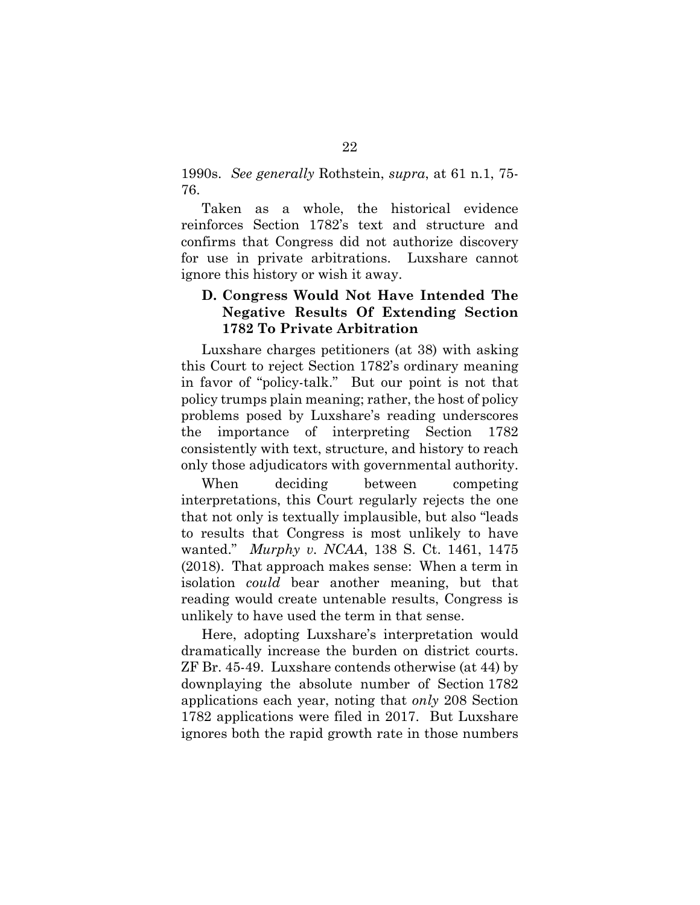1990s. *See generally* Rothstein, *supra*, at 61 n.1, 75-76.

Taken as a whole, the historical evidence reinforces Section 1782's text and structure and confirms that Congress did not authorize discovery for use in private arbitrations. Luxshare cannot ignore this history or wish it away.

### D. Congress Would Not Have Intended The Negative Results Of Extending Section 1782 To Private Arbitration

Luxshare charges petitioners (at 38) with asking this Court to reject Section 1782's ordinary meaning in favor of "policy-talk." But our point is not that policy trumps plain meaning; rather, the host of policy problems posed by Luxshare's reading underscores the importance of interpreting Section 1782 consistently with text, structure, and history to reach only those adjudicators with governmental authority.

When deciding between competing interpretations, this Court regularly rejects the one that not only is textually implausible, but also "leads to results that Congress is most unlikely to have wanted." *Murphy v. NCAA*, 138 S. Ct. 1461, 1475 (2018). That approach makes sense: When a term in isolation *could* bear another meaning, but that reading would create untenable results, Congress is unlikely to have used the term in that sense.

Here, adopting Luxshare's interpretation would dramatically increase the burden on district courts. ZF Br. 45-49. Luxshare contends otherwise (at 44) by downplaying the absolute number of Section 1782 applications each year, noting that *only* 208 Section 1782 applications were filed in 2017. But Luxshare ignores both the rapid growth rate in those numbers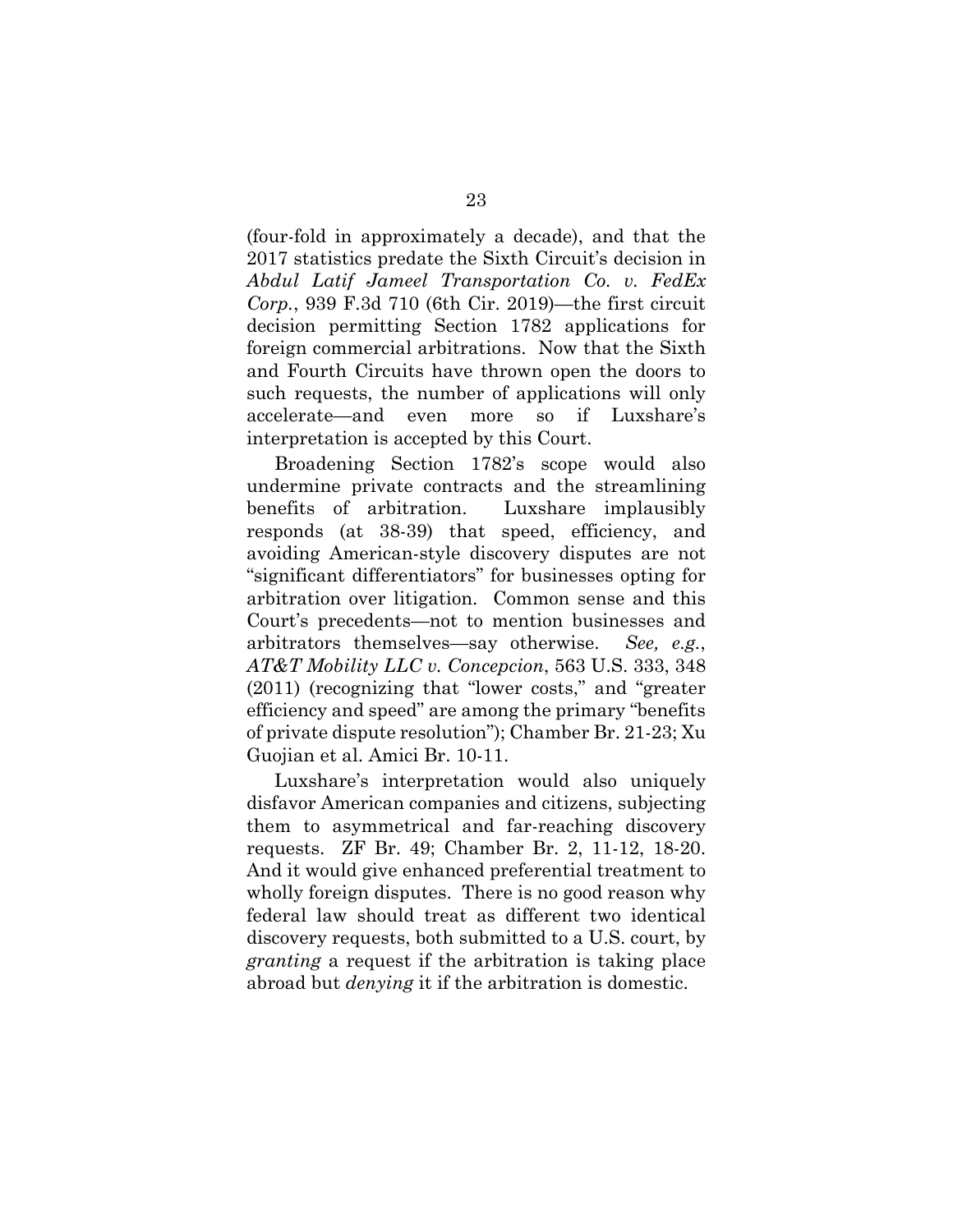(four-fold in approximately a decade), and that the 2017 statistics predate the Sixth Circuit's decision in *Abdul Latif Jameel Transportation Co. v. FedEx Corp.*, 939 F.3d 710 (6th Cir. 2019)—the first circuit decision permitting Section 1782 applications for foreign commercial arbitrations. Now that the Sixth and Fourth Circuits have thrown open the doors to such requests, the number of applications will only accelerate—and even more so if Luxshare's interpretation is accepted by this Court.

Broadening Section 1782's scope would also undermine private contracts and the streamlining benefits of arbitration. Luxshare implausibly responds (at 38-39) that speed, efficiency, and avoiding American-style discovery disputes are not "significant differentiators" for businesses opting for arbitration over litigation. Common sense and this Court's precedents—not to mention businesses and arbitrators themselves—say otherwise. *See, e.g.*, *AT&T Mobility LLC v. Concepcion*, 563 U.S. 333, 348 (2011) (recognizing that "lower costs," and "greater efficiency and speed" are among the primary "benefits of private dispute resolution"); Chamber Br. 21-23; Xu Guojian et al. Amici Br. 10-11.

Luxshare's interpretation would also uniquely disfavor American companies and citizens, subjecting them to asymmetrical and far-reaching discovery requests. ZF Br. 49; Chamber Br. 2, 11-12, 18-20. And it would give enhanced preferential treatment to wholly foreign disputes. There is no good reason why federal law should treat as different two identical discovery requests, both submitted to a U.S. court, by *granting* a request if the arbitration is taking place abroad but *denying* it if the arbitration is domestic.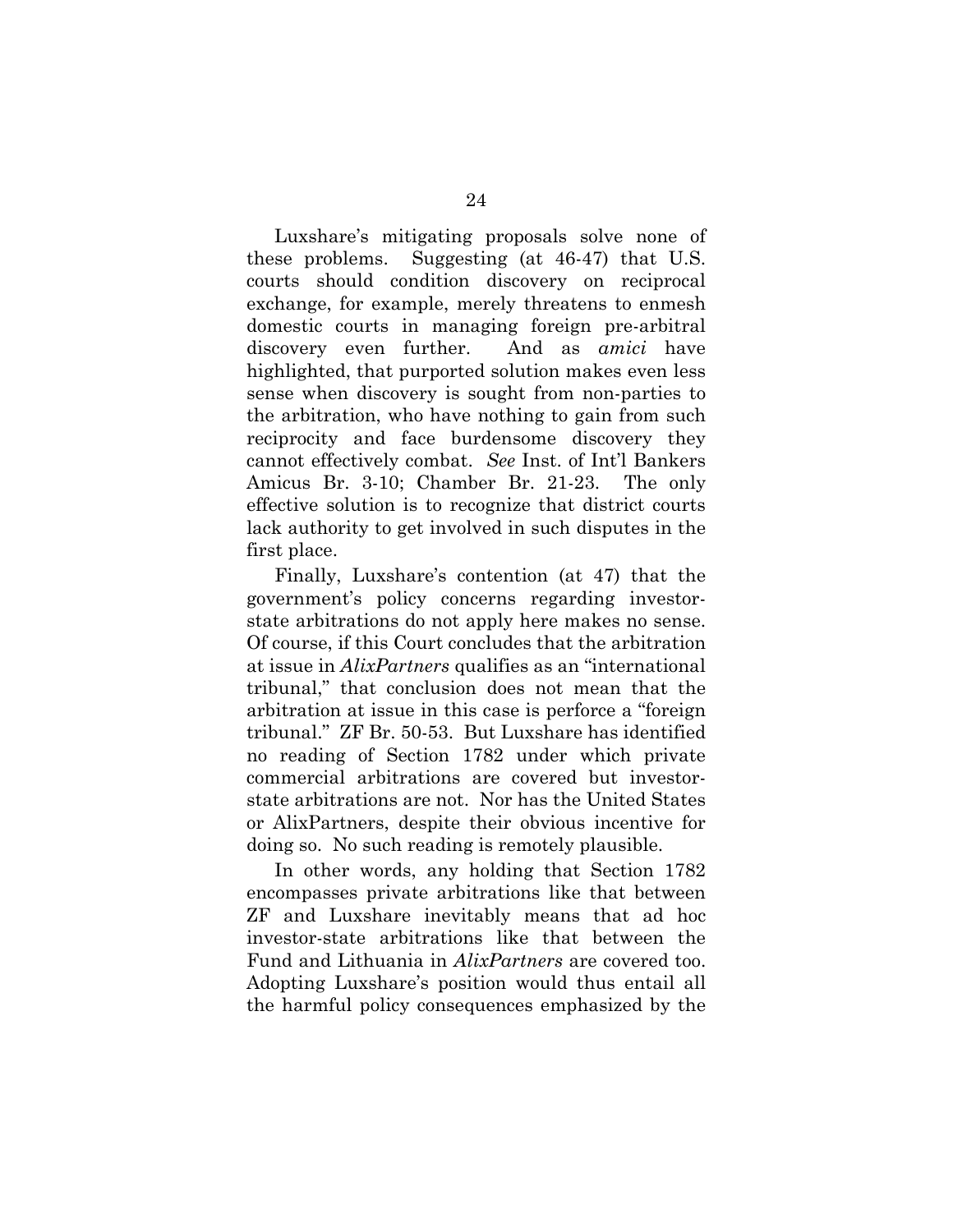Luxshare's mitigating proposals solve none of these problems. Suggesting (at 46-47) that U.S. courts should condition discovery on reciprocal exchange, for example, merely threatens to enmesh domestic courts in managing foreign pre-arbitral discovery even further. And as *amici* have highlighted, that purported solution makes even less sense when discovery is sought from non-parties to the arbitration, who have nothing to gain from such reciprocity and face burdensome discovery they cannot effectively combat. *See* Inst. of Int'l Bankers Amicus Br. 3-10; Chamber Br. 21-23. The only effective solution is to recognize that district courts lack authority to get involved in such disputes in the first place.

Finally, Luxshare's contention (at 47) that the government's policy concerns regarding investor-state arbitrations do not apply here makes no sense. Of course, if this Court concludes that the arbitration at issue in *AlixPartners* qualifies as an "international tribunal," that conclusion does not mean that the arbitration at issue in this case is perforce a "foreign tribunal." ZF Br. 50-53. But Luxshare has identified no reading of Section 1782 under which private commercial arbitrations are covered but investor-state arbitrations are not. Nor has the United States or AlixPartners, despite their obvious incentive for doing so. No such reading is remotely plausible.

In other words, any holding that Section 1782 encompasses private arbitrations like that between ZF and Luxshare inevitably means that ad hoc investor-state arbitrations like that between the Fund and Lithuania in *AlixPartners* are covered too. Adopting Luxshare's position would thus entail all the harmful policy consequences emphasized by the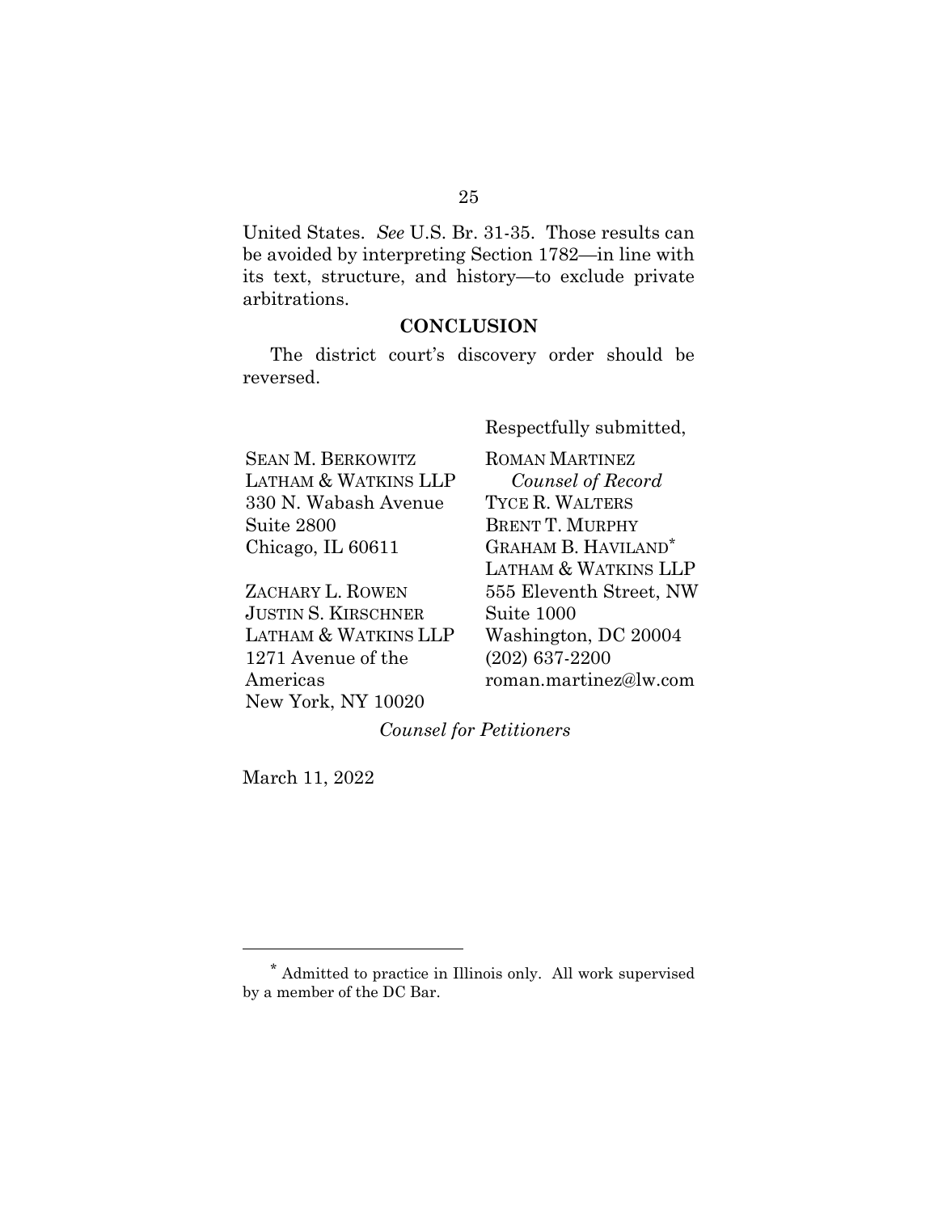United States. *See* U.S. Br. 31-35. Those results can be avoided by interpreting Section 1782—in line with its text, structure, and history—to exclude private arbitrations.

## CONCLUSION

The district court's discovery order should be reversed.

Respectfully submitted,

ROMAN MARTINEZ
*Counsel of Record*
TYCE R. WALTERS
BRENT T. MURPHY
GRAHAM B. HAVILAND*
LATHAM & WATKINS LLP
555 Eleventh Street, NW
Suite 1000
Washington, DC 20004
(202) 637-2200
roman.martinez@lw.com

SEAN M. BERKOWITZ
LATHAM & WATKINS LLP
330 N. Wabash Avenue
Suite 2800
Chicago, IL 60611

ZACHARY L. ROWEN
JUSTIN S. KIRSCHNER
LATHAM & WATKINS LLP
1271 Avenue of the Americas
New York, NY 10020

*Counsel for Petitioners*

March 11, 2022

---

\* Admitted to practice in Illinois only. All work supervised by a member of the DC Bar.